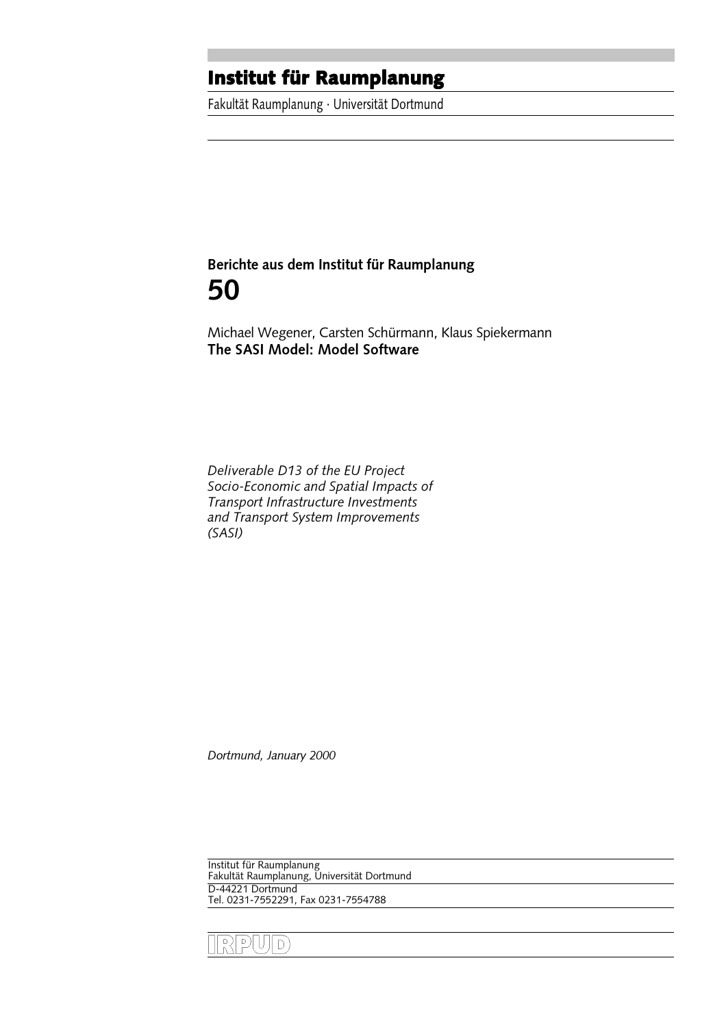# Institut für Raumplanung

Fakultät Raumplanung · Universität Dortmund

**Berichte aus dem Institut für Raumplanung**

# 50

Michael Wegener, Carsten Schürmann, Klaus Spiekermann

**The SASI Model: Model Software**

*Deliverable D13 of the EU Project*
*Socio-Economic and Spatial Impacts of*
*Transport Infrastructure Investments*
*and Transport System Improvements*
*(SASI)*

*Dortmund, January 2000*

Institut für Raumplanung
Fakultät Raumplanung, Universität Dortmund
D-44221 Dortmund
Tel. 0231-7552291, Fax 0231-7554788

IRPUD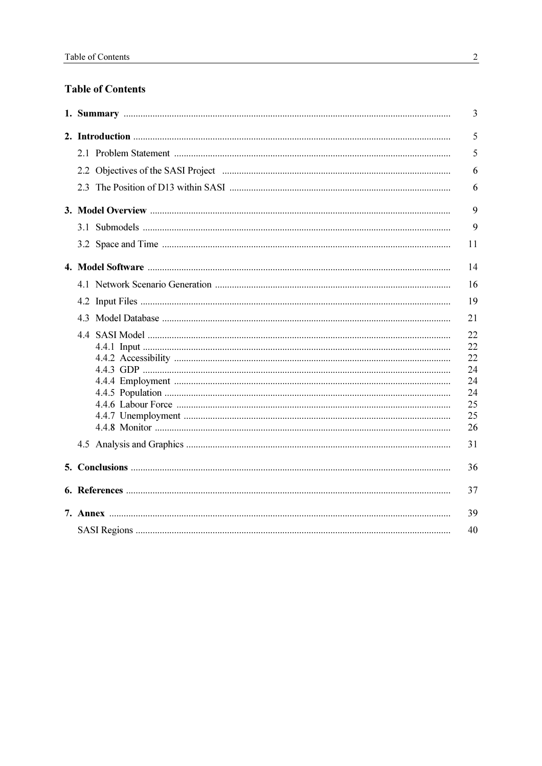## Table of Contents

| | |
|---|---|
| **1. Summary** | 3 |
| **2. Introduction** | 5 |
| 2.1 Problem Statement | 5 |
| 2.2 Objectives of the SASI Project | 6 |
| 2.3 The Position of D13 within SASI | 6 |
| **3. Model Overview** | 9 |
| 3.1 Submodels | 9 |
| 3.2 Space and Time | 11 |
| **4. Model Software** | 14 |
| 4.1 Network Scenario Generation | 16 |
| 4.2 Input Files | 19 |
| 4.3 Model Database | 21 |
| 4.4 SASI Model | 22 |
| 4.4.1 Input | 22 |
| 4.4.2 Accessibility | 22 |
| 4.4.3 GDP | 24 |
| 4.4.4 Employment | 24 |
| 4.4.5 Population | 24 |
| 4.4.6 Labour Force | 25 |
| 4.4.7 Unemployment | 25 |
| 4.4.8 Monitor | 26 |
| 4.5 Analysis and Graphics | 31 |
| **5. Conclusions** | 36 |
| **6. References** | 37 |
| **7. Annex** | 39 |
| SASI Regions | 40 |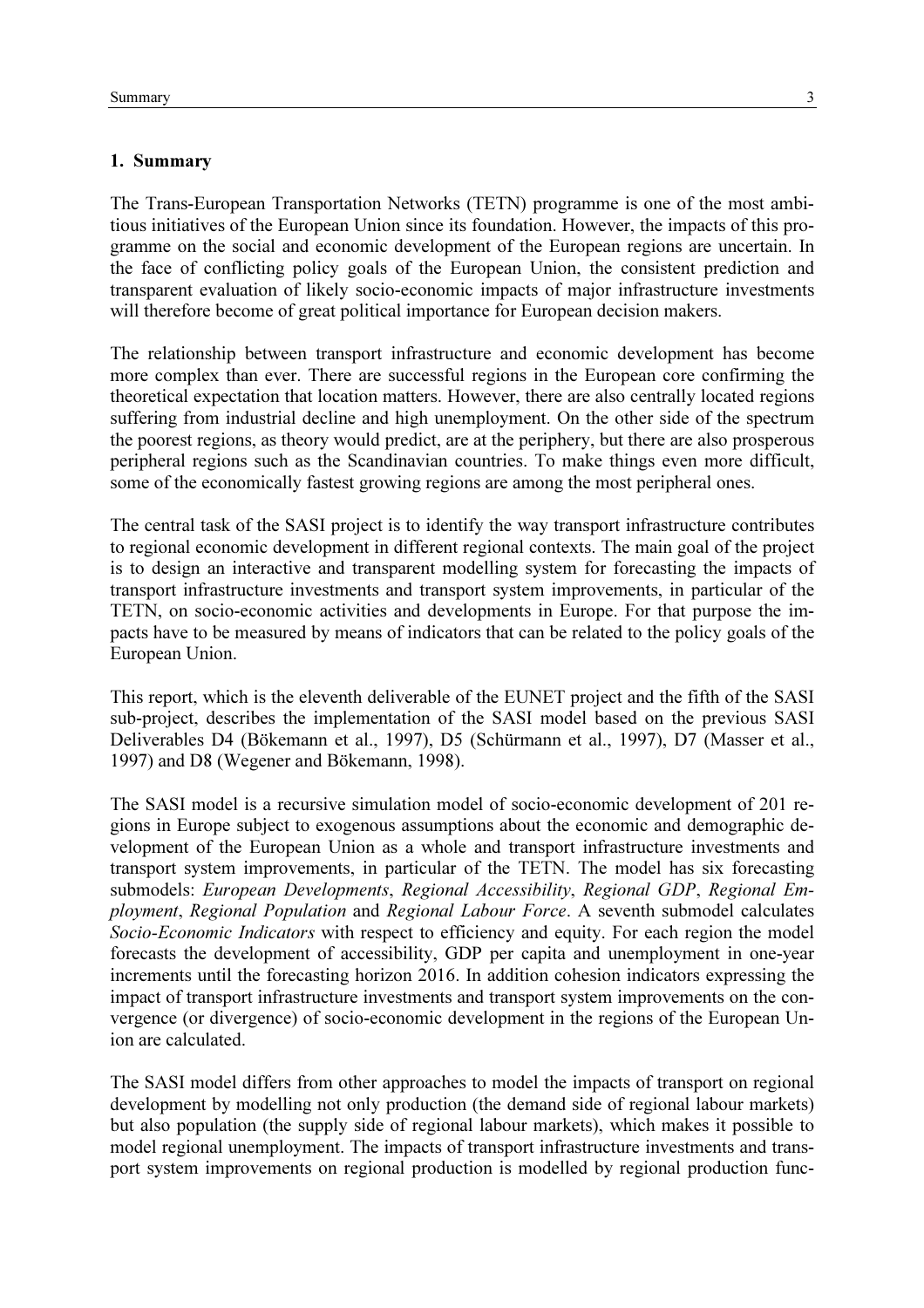# 1. Summary

The Trans-European Transportation Networks (TETN) programme is one of the most ambitious initiatives of the European Union since its foundation. However, the impacts of this programme on the social and economic development of the European regions are uncertain. In the face of conflicting policy goals of the European Union, the consistent prediction and transparent evaluation of likely socio-economic impacts of major infrastructure investments will therefore become of great political importance for European decision makers.

The relationship between transport infrastructure and economic development has become more complex than ever. There are successful regions in the European core confirming the theoretical expectation that location matters. However, there are also centrally located regions suffering from industrial decline and high unemployment. On the other side of the spectrum the poorest regions, as theory would predict, are at the periphery, but there are also prosperous peripheral regions such as the Scandinavian countries. To make things even more difficult, some of the economically fastest growing regions are among the most peripheral ones.

The central task of the SASI project is to identify the way transport infrastructure contributes to regional economic development in different regional contexts. The main goal of the project is to design an interactive and transparent modelling system for forecasting the impacts of transport infrastructure investments and transport system improvements, in particular of the TETN, on socio-economic activities and developments in Europe. For that purpose the impacts have to be measured by means of indicators that can be related to the policy goals of the European Union.

This report, which is the eleventh deliverable of the EUNET project and the fifth of the SASI sub-project, describes the implementation of the SASI model based on the previous SASI Deliverables D4 (Bökemann et al., 1997), D5 (Schürmann et al., 1997), D7 (Masser et al., 1997) and D8 (Wegener and Bökemann, 1998).

The SASI model is a recursive simulation model of socio-economic development of 201 regions in Europe subject to exogenous assumptions about the economic and demographic development of the European Union as a whole and transport infrastructure investments and transport system improvements, in particular of the TETN. The model has six forecasting submodels: *European Developments*, *Regional Accessibility*, *Regional GDP*, *Regional Employment*, *Regional Population* and *Regional Labour Force*. A seventh submodel calculates *Socio-Economic Indicators* with respect to efficiency and equity. For each region the model forecasts the development of accessibility, GDP per capita and unemployment in one-year increments until the forecasting horizon 2016. In addition cohesion indicators expressing the impact of transport infrastructure investments and transport system improvements on the convergence (or divergence) of socio-economic development in the regions of the European Union are calculated.

The SASI model differs from other approaches to model the impacts of transport on regional development by modelling not only production (the demand side of regional labour markets) but also population (the supply side of regional labour markets), which makes it possible to model regional unemployment. The impacts of transport infrastructure investments and transport system improvements on regional production is modelled by regional production func-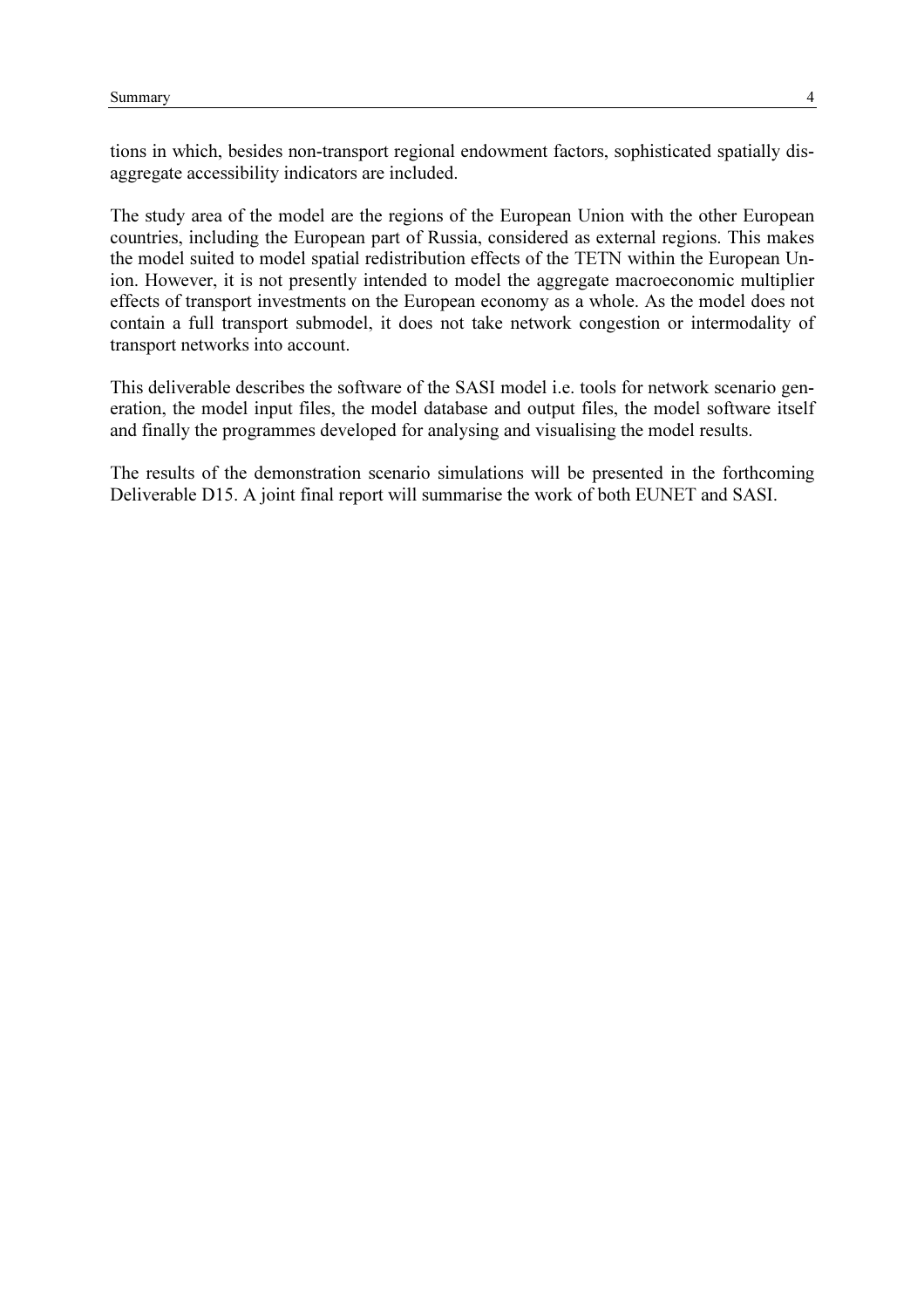tions in which, besides non-transport regional endowment factors, sophisticated spatially disaggregate accessibility indicators are included.

The study area of the model are the regions of the European Union with the other European countries, including the European part of Russia, considered as external regions. This makes the model suited to model spatial redistribution effects of the TETN within the European Union. However, it is not presently intended to model the aggregate macroeconomic multiplier effects of transport investments on the European economy as a whole. As the model does not contain a full transport submodel, it does not take network congestion or intermodality of transport networks into account.

This deliverable describes the software of the SASI model i.e. tools for network scenario generation, the model input files, the model database and output files, the model software itself and finally the programmes developed for analysing and visualising the model results.

The results of the demonstration scenario simulations will be presented in the forthcoming Deliverable D15. A joint final report will summarise the work of both EUNET and SASI.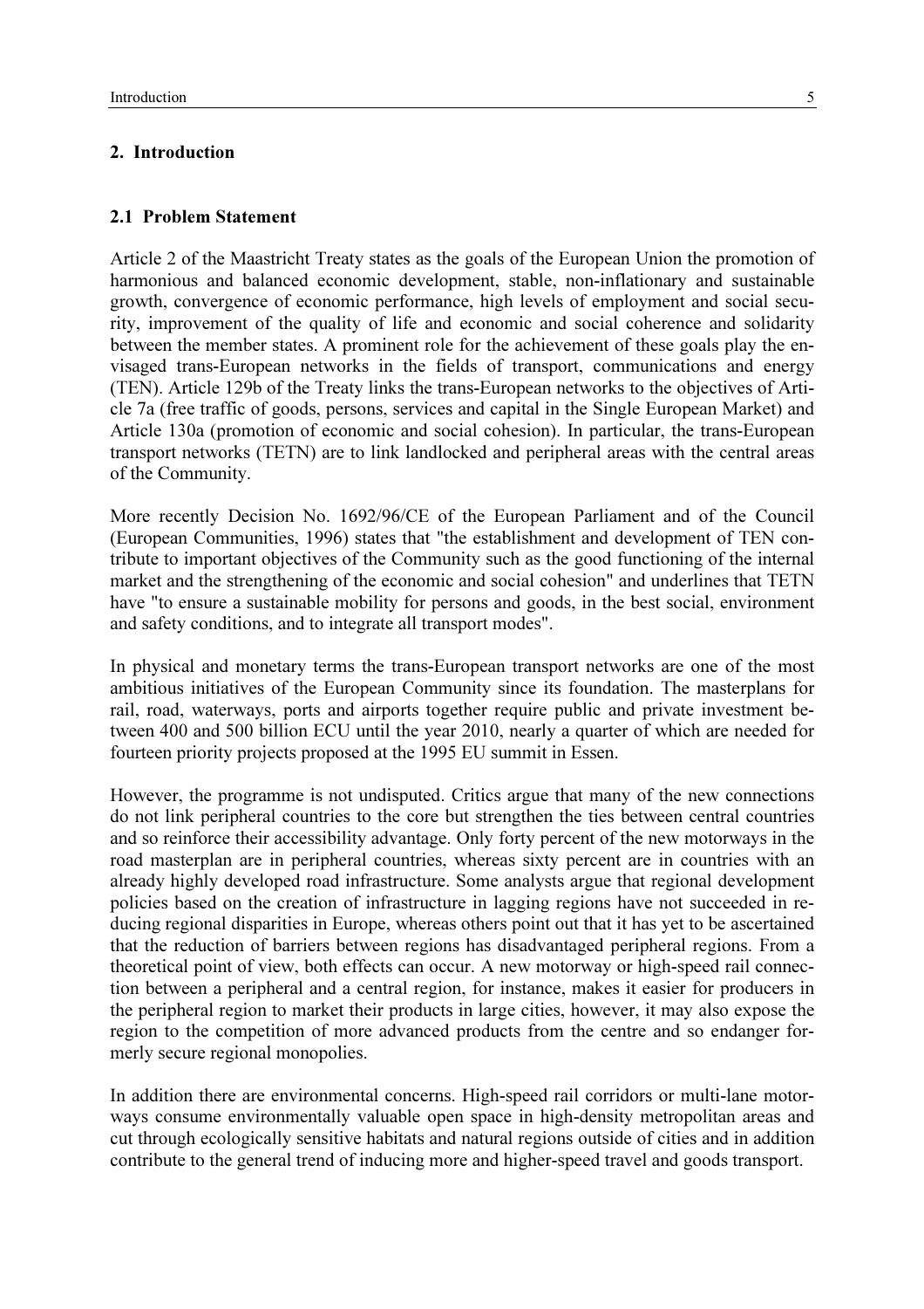## 2. Introduction

### 2.1 Problem Statement

Article 2 of the Maastricht Treaty states as the goals of the European Union the promotion of harmonious and balanced economic development, stable, non-inflationary and sustainable growth, convergence of economic performance, high levels of employment and social security, improvement of the quality of life and economic and social coherence and solidarity between the member states. A prominent role for the achievement of these goals play the envisaged trans-European networks in the fields of transport, communications and energy (TEN). Article 129b of the Treaty links the trans-European networks to the objectives of Article 7a (free traffic of goods, persons, services and capital in the Single European Market) and Article 130a (promotion of economic and social cohesion). In particular, the trans-European transport networks (TETN) are to link landlocked and peripheral areas with the central areas of the Community.

More recently Decision No. 1692/96/CE of the European Parliament and of the Council (European Communities, 1996) states that "the establishment and development of TEN contribute to important objectives of the Community such as the good functioning of the internal market and the strengthening of the economic and social cohesion" and underlines that TETN have "to ensure a sustainable mobility for persons and goods, in the best social, environment and safety conditions, and to integrate all transport modes".

In physical and monetary terms the trans-European transport networks are one of the most ambitious initiatives of the European Community since its foundation. The masterplans for rail, road, waterways, ports and airports together require public and private investment between 400 and 500 billion ECU until the year 2010, nearly a quarter of which are needed for fourteen priority projects proposed at the 1995 EU summit in Essen.

However, the programme is not undisputed. Critics argue that many of the new connections do not link peripheral countries to the core but strengthen the ties between central countries and so reinforce their accessibility advantage. Only forty percent of the new motorways in the road masterplan are in peripheral countries, whereas sixty percent are in countries with an already highly developed road infrastructure. Some analysts argue that regional development policies based on the creation of infrastructure in lagging regions have not succeeded in reducing regional disparities in Europe, whereas others point out that it has yet to be ascertained that the reduction of barriers between regions has disadvantaged peripheral regions. From a theoretical point of view, both effects can occur. A new motorway or high-speed rail connection between a peripheral and a central region, for instance, makes it easier for producers in the peripheral region to market their products in large cities, however, it may also expose the region to the competition of more advanced products from the centre and so endanger formerly secure regional monopolies.

In addition there are environmental concerns. High-speed rail corridors or multi-lane motorways consume environmentally valuable open space in high-density metropolitan areas and cut through ecologically sensitive habitats and natural regions outside of cities and in addition contribute to the general trend of inducing more and higher-speed travel and goods transport.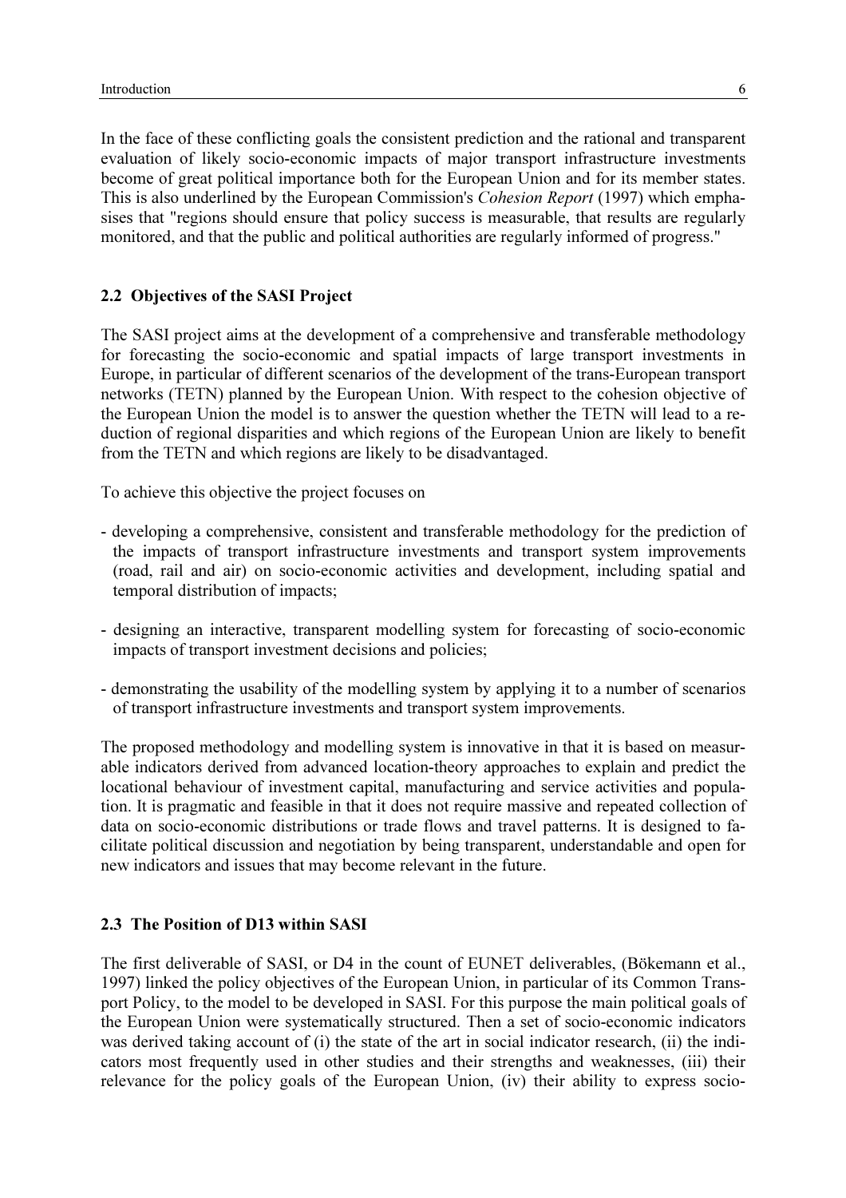In the face of these conflicting goals the consistent prediction and the rational and transparent evaluation of likely socio-economic impacts of major transport infrastructure investments become of great political importance both for the European Union and for its member states. This is also underlined by the European Commission's *Cohesion Report* (1997) which emphasises that "regions should ensure that policy success is measurable, that results are regularly monitored, and that the public and political authorities are regularly informed of progress."

## 2.2 Objectives of the SASI Project

The SASI project aims at the development of a comprehensive and transferable methodology for forecasting the socio-economic and spatial impacts of large transport investments in Europe, in particular of different scenarios of the development of the trans-European transport networks (TETN) planned by the European Union. With respect to the cohesion objective of the European Union the model is to answer the question whether the TETN will lead to a reduction of regional disparities and which regions of the European Union are likely to benefit from the TETN and which regions are likely to be disadvantaged.

To achieve this objective the project focuses on

- developing a comprehensive, consistent and transferable methodology for the prediction of the impacts of transport infrastructure investments and transport system improvements (road, rail and air) on socio-economic activities and development, including spatial and temporal distribution of impacts;

- designing an interactive, transparent modelling system for forecasting of socio-economic impacts of transport investment decisions and policies;

- demonstrating the usability of the modelling system by applying it to a number of scenarios of transport infrastructure investments and transport system improvements.

The proposed methodology and modelling system is innovative in that it is based on measurable indicators derived from advanced location-theory approaches to explain and predict the locational behaviour of investment capital, manufacturing and service activities and population. It is pragmatic and feasible in that it does not require massive and repeated collection of data on socio-economic distributions or trade flows and travel patterns. It is designed to facilitate political discussion and negotiation by being transparent, understandable and open for new indicators and issues that may become relevant in the future.

## 2.3 The Position of D13 within SASI

The first deliverable of SASI, or D4 in the count of EUNET deliverables, (Bökemann et al., 1997) linked the policy objectives of the European Union, in particular of its Common Transport Policy, to the model to be developed in SASI. For this purpose the main political goals of the European Union were systematically structured. Then a set of socio-economic indicators was derived taking account of (i) the state of the art in social indicator research, (ii) the indicators most frequently used in other studies and their strengths and weaknesses, (iii) their relevance for the policy goals of the European Union, (iv) their ability to express socio-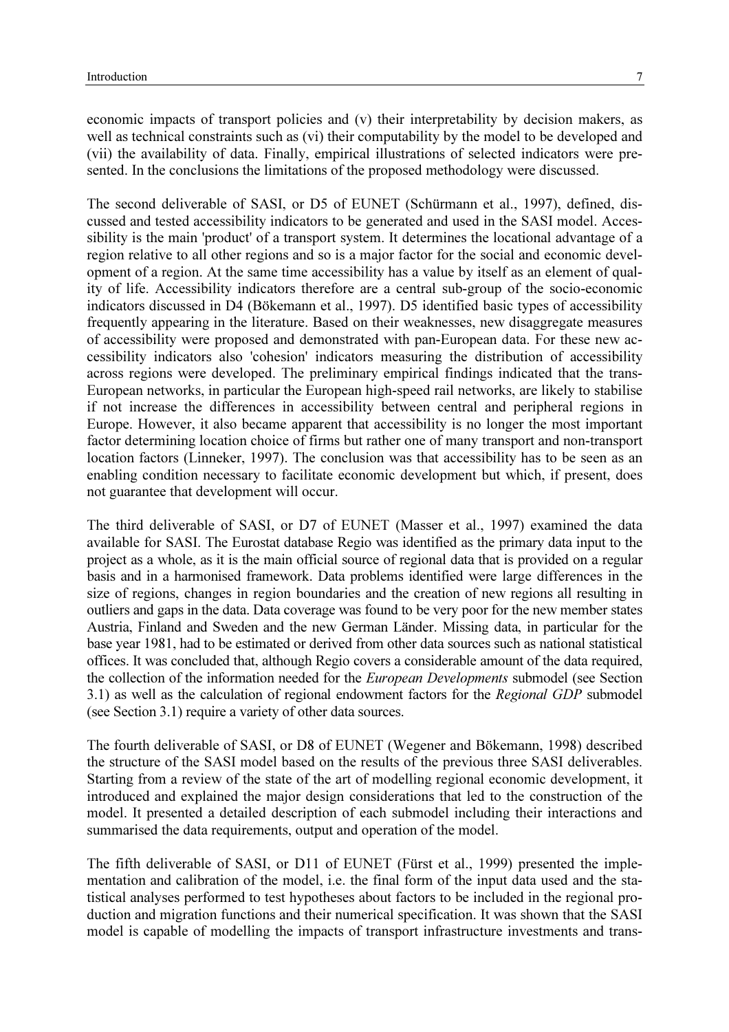economic impacts of transport policies and (v) their interpretability by decision makers, as well as technical constraints such as (vi) their computability by the model to be developed and (vii) the availability of data. Finally, empirical illustrations of selected indicators were presented. In the conclusions the limitations of the proposed methodology were discussed.

The second deliverable of SASI, or D5 of EUNET (Schürmann et al., 1997), defined, discussed and tested accessibility indicators to be generated and used in the SASI model. Accessibility is the main 'product' of a transport system. It determines the locational advantage of a region relative to all other regions and so is a major factor for the social and economic development of a region. At the same time accessibility has a value by itself as an element of quality of life. Accessibility indicators therefore are a central sub-group of the socio-economic indicators discussed in D4 (Bökemann et al., 1997). D5 identified basic types of accessibility frequently appearing in the literature. Based on their weaknesses, new disaggregate measures of accessibility were proposed and demonstrated with pan-European data. For these new accessibility indicators also 'cohesion' indicators measuring the distribution of accessibility across regions were developed. The preliminary empirical findings indicated that the trans-European networks, in particular the European high-speed rail networks, are likely to stabilise if not increase the differences in accessibility between central and peripheral regions in Europe. However, it also became apparent that accessibility is no longer the most important factor determining location choice of firms but rather one of many transport and non-transport location factors (Linneker, 1997). The conclusion was that accessibility has to be seen as an enabling condition necessary to facilitate economic development but which, if present, does not guarantee that development will occur.

The third deliverable of SASI, or D7 of EUNET (Masser et al., 1997) examined the data available for SASI. The Eurostat database Regio was identified as the primary data input to the project as a whole, as it is the main official source of regional data that is provided on a regular basis and in a harmonised framework. Data problems identified were large differences in the size of regions, changes in region boundaries and the creation of new regions all resulting in outliers and gaps in the data. Data coverage was found to be very poor for the new member states Austria, Finland and Sweden and the new German Länder. Missing data, in particular for the base year 1981, had to be estimated or derived from other data sources such as national statistical offices. It was concluded that, although Regio covers a considerable amount of the data required, the collection of the information needed for the *European Developments* submodel (see Section 3.1) as well as the calculation of regional endowment factors for the *Regional GDP* submodel (see Section 3.1) require a variety of other data sources.

The fourth deliverable of SASI, or D8 of EUNET (Wegener and Bökemann, 1998) described the structure of the SASI model based on the results of the previous three SASI deliverables. Starting from a review of the state of the art of modelling regional economic development, it introduced and explained the major design considerations that led to the construction of the model. It presented a detailed description of each submodel including their interactions and summarised the data requirements, output and operation of the model.

The fifth deliverable of SASI, or D11 of EUNET (Fürst et al., 1999) presented the implementation and calibration of the model, i.e. the final form of the input data used and the statistical analyses performed to test hypotheses about factors to be included in the regional production and migration functions and their numerical specification. It was shown that the SASI model is capable of modelling the impacts of transport infrastructure investments and trans-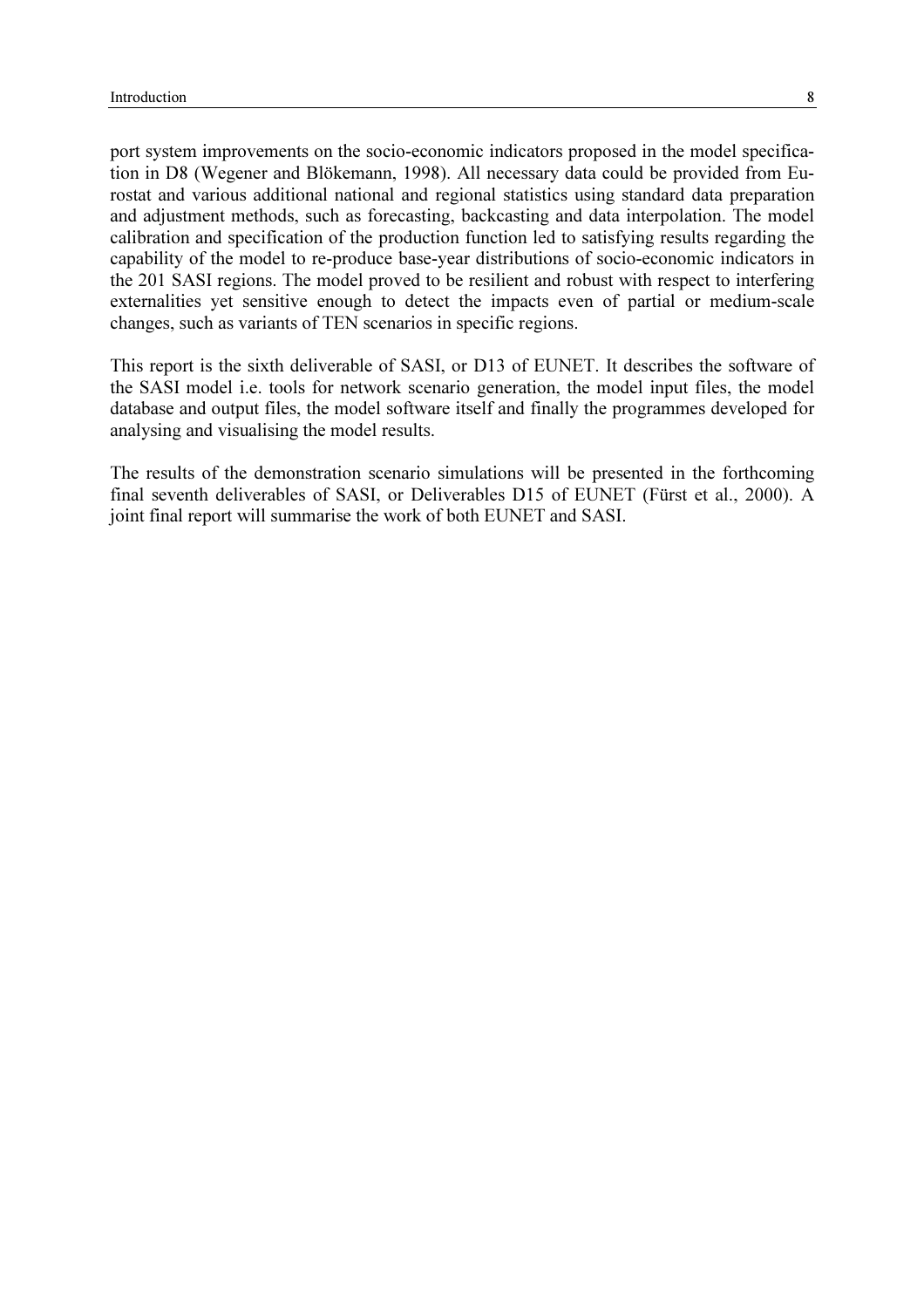port system improvements on the socio-economic indicators proposed in the model specification in D8 (Wegener and Blökemann, 1998). All necessary data could be provided from Eurostat and various additional national and regional statistics using standard data preparation and adjustment methods, such as forecasting, backcasting and data interpolation. The model calibration and specification of the production function led to satisfying results regarding the capability of the model to re-produce base-year distributions of socio-economic indicators in the 201 SASI regions. The model proved to be resilient and robust with respect to interfering externalities yet sensitive enough to detect the impacts even of partial or medium-scale changes, such as variants of TEN scenarios in specific regions.

This report is the sixth deliverable of SASI, or D13 of EUNET. It describes the software of the SASI model i.e. tools for network scenario generation, the model input files, the model database and output files, the model software itself and finally the programmes developed for analysing and visualising the model results.

The results of the demonstration scenario simulations will be presented in the forthcoming final seventh deliverables of SASI, or Deliverables D15 of EUNET (Fürst et al., 2000). A joint final report will summarise the work of both EUNET and SASI.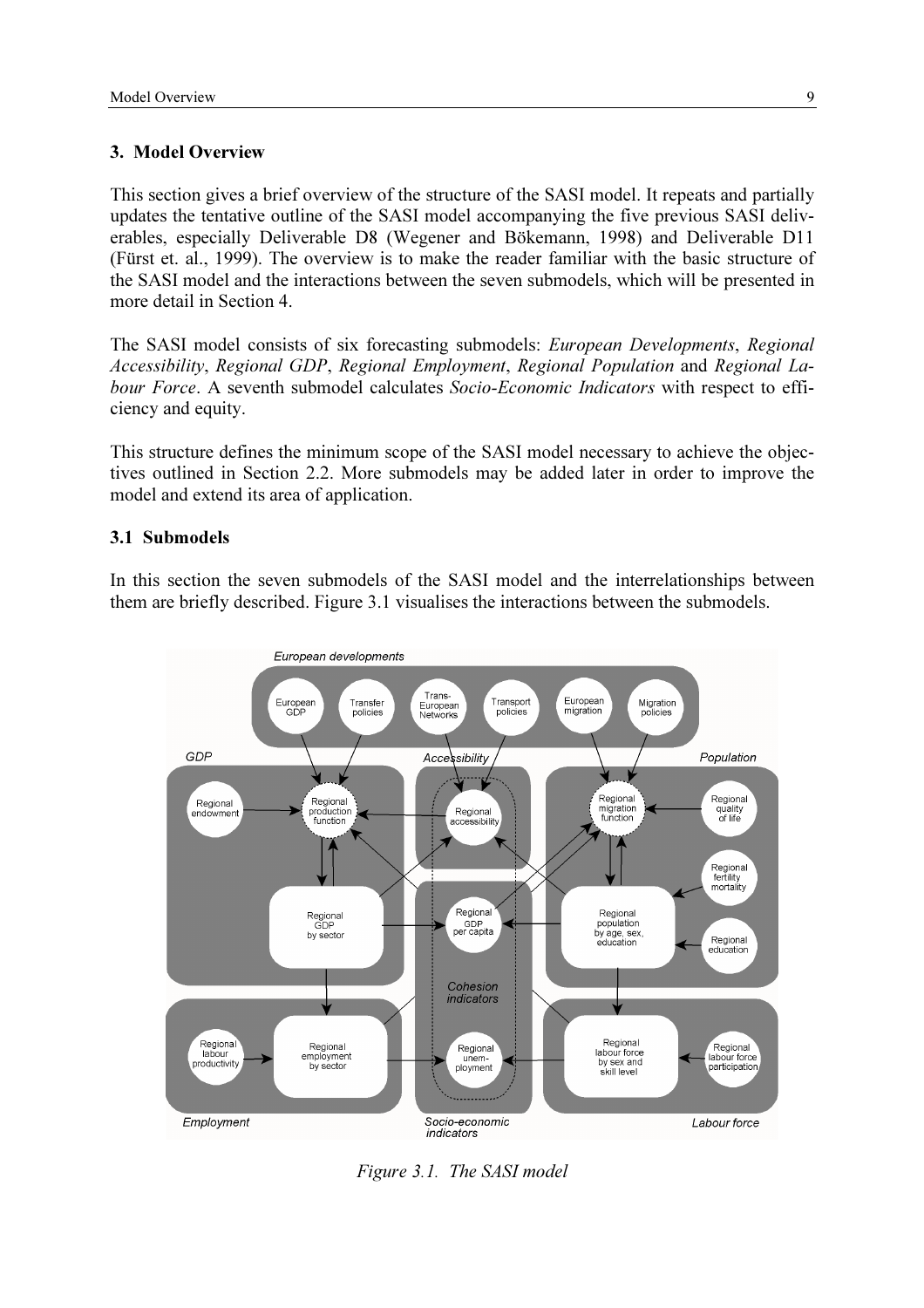## 3. Model Overview

This section gives a brief overview of the structure of the SASI model. It repeats and partially updates the tentative outline of the SASI model accompanying the five previous SASI deliverables, especially Deliverable D8 (Wegener and Bökemann, 1998) and Deliverable D11 (Fürst et. al., 1999). The overview is to make the reader familiar with the basic structure of the SASI model and the interactions between the seven submodels, which will be presented in more detail in Section 4.

The SASI model consists of six forecasting submodels: *European Developments*, *Regional Accessibility*, *Regional GDP*, *Regional Employment*, *Regional Population* and *Regional Labour Force*. A seventh submodel calculates *Socio-Economic Indicators* with respect to efficiency and equity.

This structure defines the minimum scope of the SASI model necessary to achieve the objectives outlined in Section 2.2. More submodels may be added later in order to improve the model and extend its area of application.

### 3.1 Submodels

In this section the seven submodels of the SASI model and the interrelationships between them are briefly described. Figure 3.1 visualises the interactions between the submodels.

*Figure 3.1. The SASI model*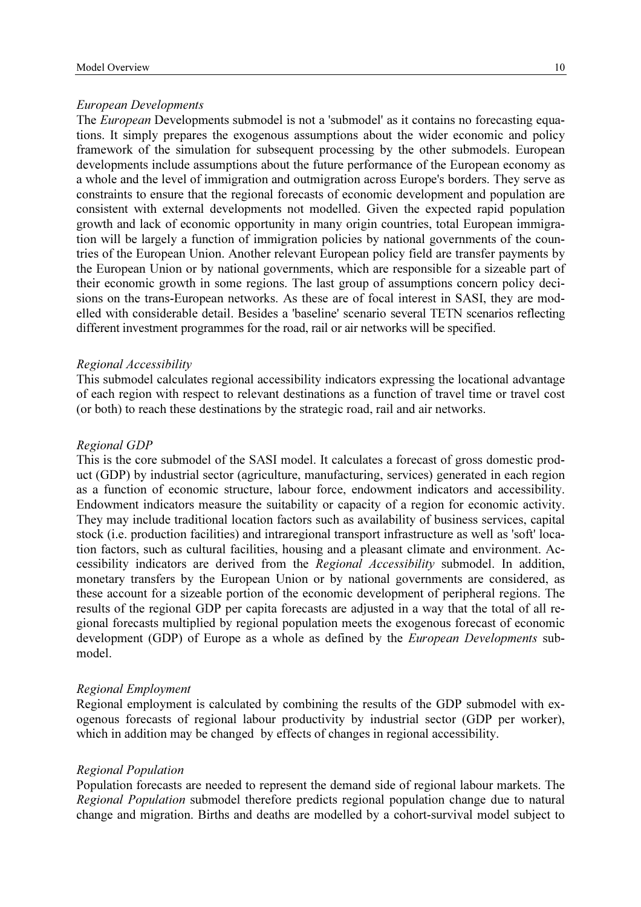*European Developments*

The *European* Developments submodel is not a 'submodel' as it contains no forecasting equations. It simply prepares the exogenous assumptions about the wider economic and policy framework of the simulation for subsequent processing by the other submodels. European developments include assumptions about the future performance of the European economy as a whole and the level of immigration and outmigration across Europe's borders. They serve as constraints to ensure that the regional forecasts of economic development and population are consistent with external developments not modelled. Given the expected rapid population growth and lack of economic opportunity in many origin countries, total European immigration will be largely a function of immigration policies by national governments of the countries of the European Union. Another relevant European policy field are transfer payments by the European Union or by national governments, which are responsible for a sizeable part of their economic growth in some regions. The last group of assumptions concern policy decisions on the trans-European networks. As these are of focal interest in SASI, they are modelled with considerable detail. Besides a 'baseline' scenario several TETN scenarios reflecting different investment programmes for the road, rail or air networks will be specified.

*Regional Accessibility*

This submodel calculates regional accessibility indicators expressing the locational advantage of each region with respect to relevant destinations as a function of travel time or travel cost (or both) to reach these destinations by the strategic road, rail and air networks.

*Regional GDP*

This is the core submodel of the SASI model. It calculates a forecast of gross domestic product (GDP) by industrial sector (agriculture, manufacturing, services) generated in each region as a function of economic structure, labour force, endowment indicators and accessibility. Endowment indicators measure the suitability or capacity of a region for economic activity. They may include traditional location factors such as availability of business services, capital stock (i.e. production facilities) and intraregional transport infrastructure as well as 'soft' location factors, such as cultural facilities, housing and a pleasant climate and environment. Accessibility indicators are derived from the *Regional Accessibility* submodel. In addition, monetary transfers by the European Union or by national governments are considered, as these account for a sizeable portion of the economic development of peripheral regions. The results of the regional GDP per capita forecasts are adjusted in a way that the total of all regional forecasts multiplied by regional population meets the exogenous forecast of economic development (GDP) of Europe as a whole as defined by the *European Developments* submodel.

*Regional Employment*

Regional employment is calculated by combining the results of the GDP submodel with exogenous forecasts of regional labour productivity by industrial sector (GDP per worker), which in addition may be changed by effects of changes in regional accessibility.

*Regional Population*

Population forecasts are needed to represent the demand side of regional labour markets. The *Regional Population* submodel therefore predicts regional population change due to natural change and migration. Births and deaths are modelled by a cohort-survival model subject to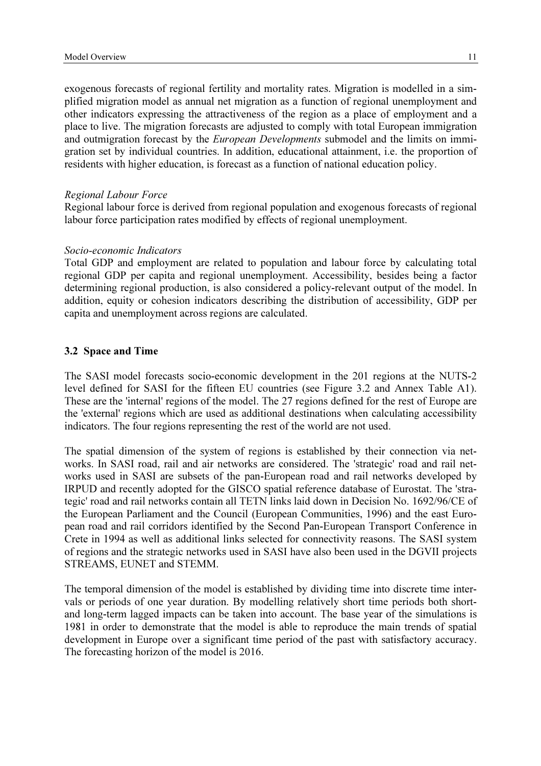exogenous forecasts of regional fertility and mortality rates. Migration is modelled in a simplified migration model as annual net migration as a function of regional unemployment and other indicators expressing the attractiveness of the region as a place of employment and a place to live. The migration forecasts are adjusted to comply with total European immigration and outmigration forecast by the *European Developments* submodel and the limits on immigration set by individual countries. In addition, educational attainment, i.e. the proportion of residents with higher education, is forecast as a function of national education policy.

*Regional Labour Force*
Regional labour force is derived from regional population and exogenous forecasts of regional labour force participation rates modified by effects of regional unemployment.

*Socio-economic Indicators*
Total GDP and employment are related to population and labour force by calculating total regional GDP per capita and regional unemployment. Accessibility, besides being a factor determining regional production, is also considered a policy-relevant output of the model. In addition, equity or cohesion indicators describing the distribution of accessibility, GDP per capita and unemployment across regions are calculated.

### 3.2 Space and Time

The SASI model forecasts socio-economic development in the 201 regions at the NUTS-2 level defined for SASI for the fifteen EU countries (see Figure 3.2 and Annex Table A1). These are the 'internal' regions of the model. The 27 regions defined for the rest of Europe are the 'external' regions which are used as additional destinations when calculating accessibility indicators. The four regions representing the rest of the world are not used.

The spatial dimension of the system of regions is established by their connection via networks. In SASI road, rail and air networks are considered. The 'strategic' road and rail networks used in SASI are subsets of the pan-European road and rail networks developed by IRPUD and recently adopted for the GISCO spatial reference database of Eurostat. The 'strategic' road and rail networks contain all TETN links laid down in Decision No. 1692/96/CE of the European Parliament and the Council (European Communities, 1996) and the east European road and rail corridors identified by the Second Pan-European Transport Conference in Crete in 1994 as well as additional links selected for connectivity reasons. The SASI system of regions and the strategic networks used in SASI have also been used in the DGVII projects STREAMS, EUNET and STEMM.

The temporal dimension of the model is established by dividing time into discrete time intervals or periods of one year duration. By modelling relatively short time periods both short- and long-term lagged impacts can be taken into account. The base year of the simulations is 1981 in order to demonstrate that the model is able to reproduce the main trends of spatial development in Europe over a significant time period of the past with satisfactory accuracy. The forecasting horizon of the model is 2016.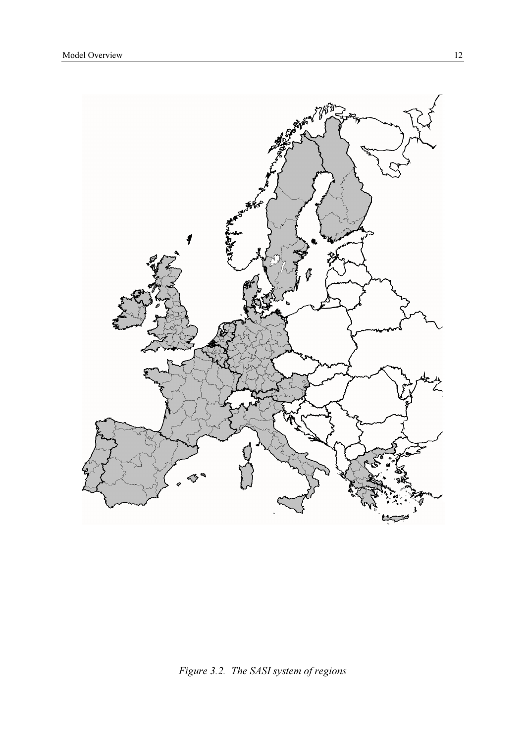*Figure 3.2. The SASI system of regions*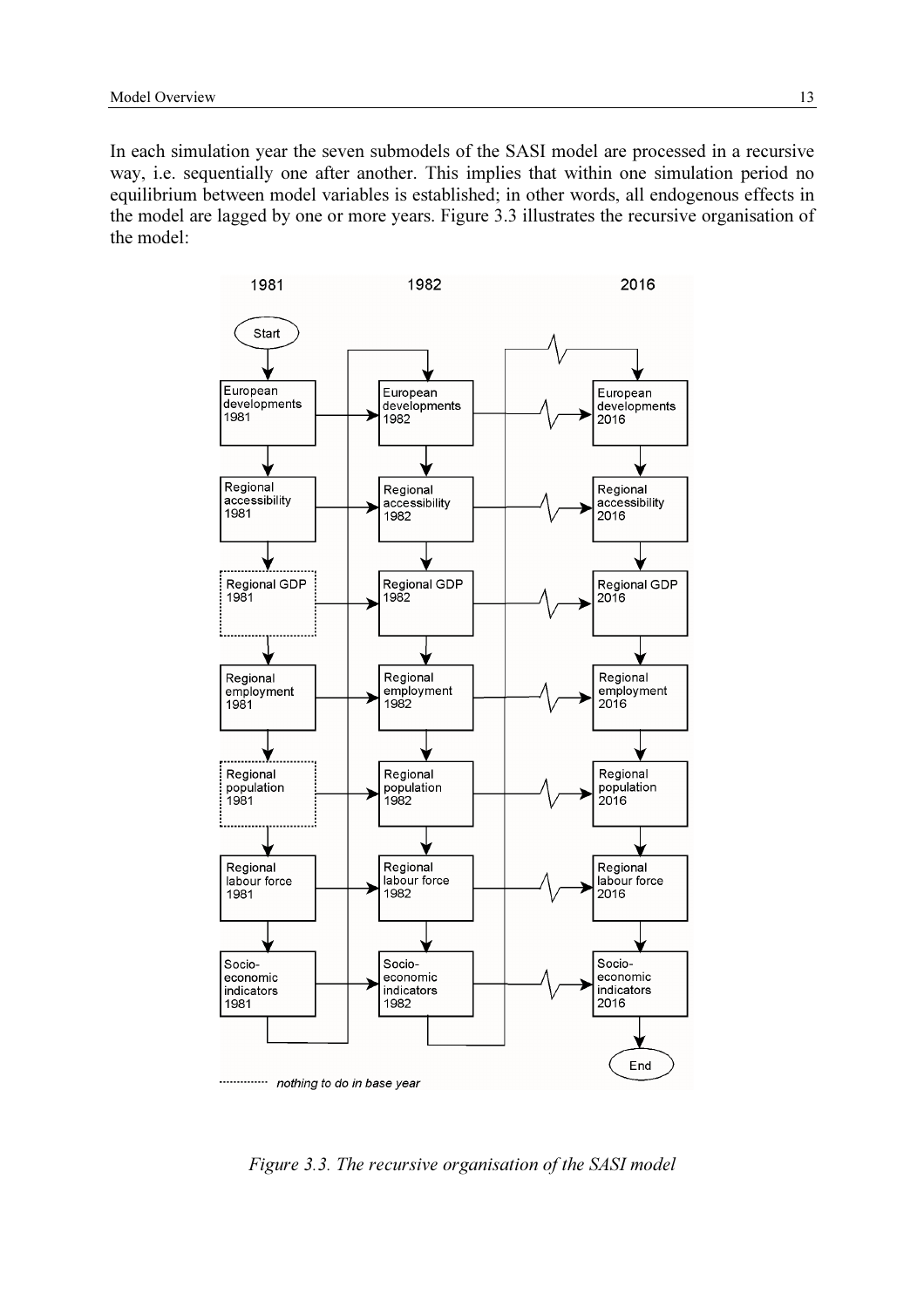In each simulation year the seven submodels of the SASI model are processed in a recursive way, i.e. sequentially one after another. This implies that within one simulation period no equilibrium between model variables is established; in other words, all endogenous effects in the model are lagged by one or more years. Figure 3.3 illustrates the recursive organisation of the model:

*Figure 3.3. The recursive organisation of the SASI model*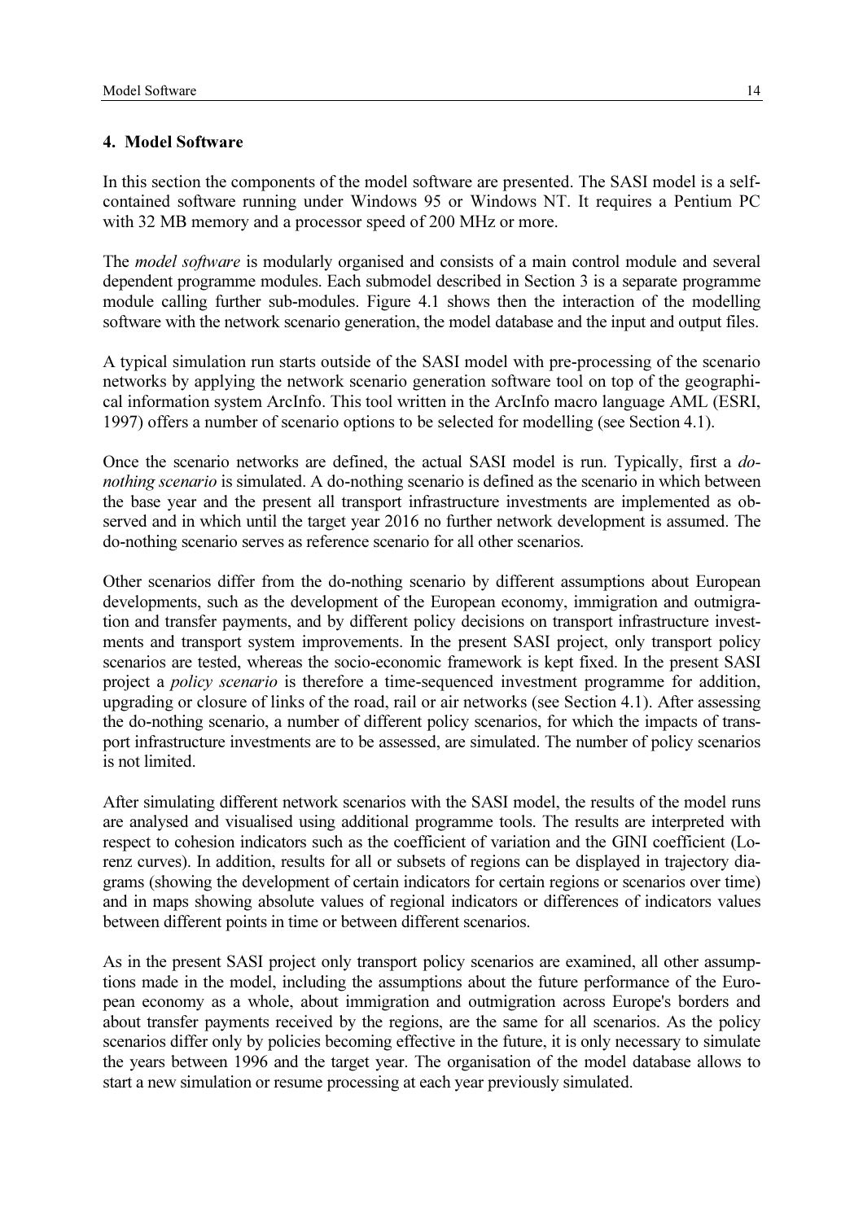## 4. Model Software

In this section the components of the model software are presented. The SASI model is a self-contained software running under Windows 95 or Windows NT. It requires a Pentium PC with 32 MB memory and a processor speed of 200 MHz or more.

The *model software* is modularly organised and consists of a main control module and several dependent programme modules. Each submodel described in Section 3 is a separate programme module calling further sub-modules. Figure 4.1 shows then the interaction of the modelling software with the network scenario generation, the model database and the input and output files.

A typical simulation run starts outside of the SASI model with pre-processing of the scenario networks by applying the network scenario generation software tool on top of the geographical information system ArcInfo. This tool written in the ArcInfo macro language AML (ESRI, 1997) offers a number of scenario options to be selected for modelling (see Section 4.1).

Once the scenario networks are defined, the actual SASI model is run. Typically, first a *do-nothing scenario* is simulated. A do-nothing scenario is defined as the scenario in which between the base year and the present all transport infrastructure investments are implemented as observed and in which until the target year 2016 no further network development is assumed. The do-nothing scenario serves as reference scenario for all other scenarios.

Other scenarios differ from the do-nothing scenario by different assumptions about European developments, such as the development of the European economy, immigration and outmigration and transfer payments, and by different policy decisions on transport infrastructure investments and transport system improvements. In the present SASI project, only transport policy scenarios are tested, whereas the socio-economic framework is kept fixed. In the present SASI project a *policy scenario* is therefore a time-sequenced investment programme for addition, upgrading or closure of links of the road, rail or air networks (see Section 4.1). After assessing the do-nothing scenario, a number of different policy scenarios, for which the impacts of transport infrastructure investments are to be assessed, are simulated. The number of policy scenarios is not limited.

After simulating different network scenarios with the SASI model, the results of the model runs are analysed and visualised using additional programme tools. The results are interpreted with respect to cohesion indicators such as the coefficient of variation and the GINI coefficient (Lorenz curves). In addition, results for all or subsets of regions can be displayed in trajectory diagrams (showing the development of certain indicators for certain regions or scenarios over time) and in maps showing absolute values of regional indicators or differences of indicators values between different points in time or between different scenarios.

As in the present SASI project only transport policy scenarios are examined, all other assumptions made in the model, including the assumptions about the future performance of the European economy as a whole, about immigration and outmigration across Europe's borders and about transfer payments received by the regions, are the same for all scenarios. As the policy scenarios differ only by policies becoming effective in the future, it is only necessary to simulate the years between 1996 and the target year. The organisation of the model database allows to start a new simulation or resume processing at each year previously simulated.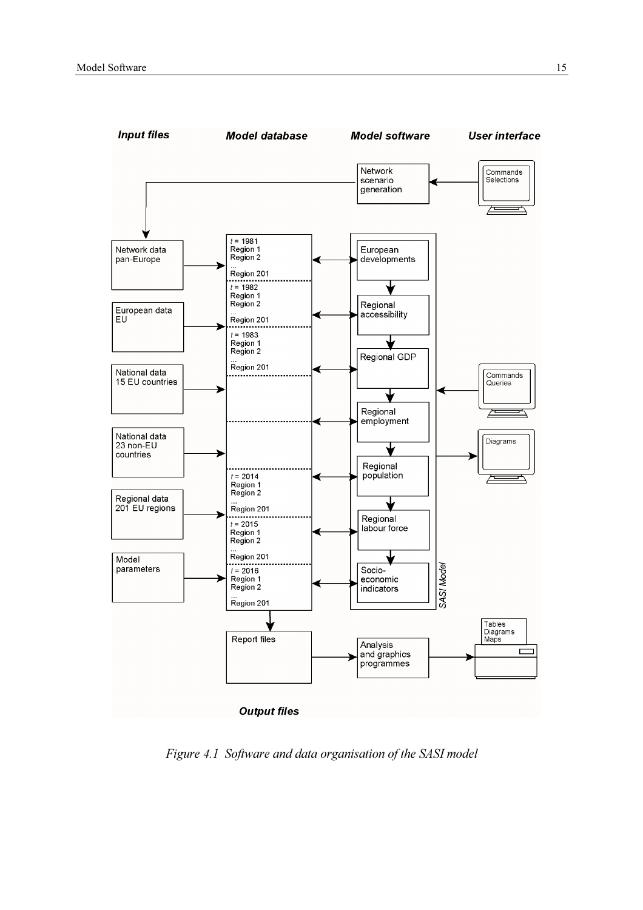*Figure 4.1 Software and data organisation of the SASI model*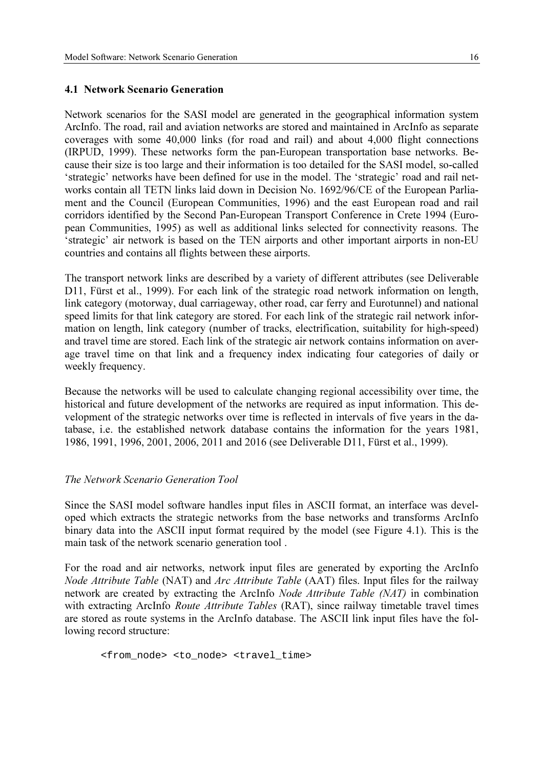### 4.1 Network Scenario Generation

Network scenarios for the SASI model are generated in the geographical information system ArcInfo. The road, rail and aviation networks are stored and maintained in ArcInfo as separate coverages with some 40,000 links (for road and rail) and about 4,000 flight connections (IRPUD, 1999). These networks form the pan-European transportation base networks. Because their size is too large and their information is too detailed for the SASI model, so-called 'strategic' networks have been defined for use in the model. The 'strategic' road and rail networks contain all TETN links laid down in Decision No. 1692/96/CE of the European Parliament and the Council (European Communities, 1996) and the east European road and rail corridors identified by the Second Pan-European Transport Conference in Crete 1994 (European Communities, 1995) as well as additional links selected for connectivity reasons. The 'strategic' air network is based on the TEN airports and other important airports in non-EU countries and contains all flights between these airports.

The transport network links are described by a variety of different attributes (see Deliverable D11, Fürst et al., 1999). For each link of the strategic road network information on length, link category (motorway, dual carriageway, other road, car ferry and Eurotunnel) and national speed limits for that link category are stored. For each link of the strategic rail network information on length, link category (number of tracks, electrification, suitability for high-speed) and travel time are stored. Each link of the strategic air network contains information on average travel time on that link and a frequency index indicating four categories of daily or weekly frequency.

Because the networks will be used to calculate changing regional accessibility over time, the historical and future development of the networks are required as input information. This development of the strategic networks over time is reflected in intervals of five years in the database, i.e. the established network database contains the information for the years 1981, 1986, 1991, 1996, 2001, 2006, 2011 and 2016 (see Deliverable D11, Fürst et al., 1999).

*The Network Scenario Generation Tool*

Since the SASI model software handles input files in ASCII format, an interface was developed which extracts the strategic networks from the base networks and transforms ArcInfo binary data into the ASCII input format required by the model (see Figure 4.1). This is the main task of the network scenario generation tool .

For the road and air networks, network input files are generated by exporting the ArcInfo *Node Attribute Table* (NAT) and *Arc Attribute Table* (AAT) files. Input files for the railway network are created by extracting the ArcInfo *Node Attribute Table (NAT)* in combination with extracting ArcInfo *Route Attribute Tables* (RAT), since railway timetable travel times are stored as route systems in the ArcInfo database. The ASCII link input files have the following record structure:

```
<from_node> <to_node> <travel_time>
```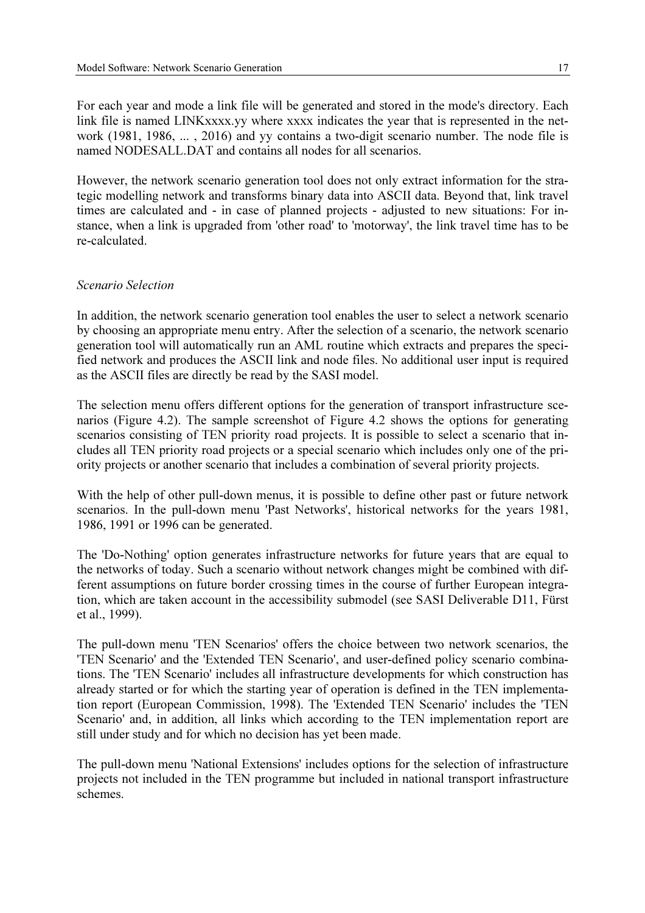For each year and mode a link file will be generated and stored in the mode's directory. Each link file is named LINKxxxx.yy where xxxx indicates the year that is represented in the network (1981, 1986, ... , 2016) and yy contains a two-digit scenario number. The node file is named NODESALL.DAT and contains all nodes for all scenarios.

However, the network scenario generation tool does not only extract information for the strategic modelling network and transforms binary data into ASCII data. Beyond that, link travel times are calculated and - in case of planned projects - adjusted to new situations: For instance, when a link is upgraded from 'other road' to 'motorway', the link travel time has to be re-calculated.

*Scenario Selection*

In addition, the network scenario generation tool enables the user to select a network scenario by choosing an appropriate menu entry. After the selection of a scenario, the network scenario generation tool will automatically run an AML routine which extracts and prepares the specified network and produces the ASCII link and node files. No additional user input is required as the ASCII files are directly be read by the SASI model.

The selection menu offers different options for the generation of transport infrastructure scenarios (Figure 4.2). The sample screenshot of Figure 4.2 shows the options for generating scenarios consisting of TEN priority road projects. It is possible to select a scenario that includes all TEN priority road projects or a special scenario which includes only one of the priority projects or another scenario that includes a combination of several priority projects.

With the help of other pull-down menus, it is possible to define other past or future network scenarios. In the pull-down menu 'Past Networks', historical networks for the years 1981, 1986, 1991 or 1996 can be generated.

The 'Do-Nothing' option generates infrastructure networks for future years that are equal to the networks of today. Such a scenario without network changes might be combined with different assumptions on future border crossing times in the course of further European integration, which are taken account in the accessibility submodel (see SASI Deliverable D11, Fürst et al., 1999).

The pull-down menu 'TEN Scenarios' offers the choice between two network scenarios, the 'TEN Scenario' and the 'Extended TEN Scenario', and user-defined policy scenario combinations. The 'TEN Scenario' includes all infrastructure developments for which construction has already started or for which the starting year of operation is defined in the TEN implementation report (European Commission, 1998). The 'Extended TEN Scenario' includes the 'TEN Scenario' and, in addition, all links which according to the TEN implementation report are still under study and for which no decision has yet been made.

The pull-down menu 'National Extensions' includes options for the selection of infrastructure projects not included in the TEN programme but included in national transport infrastructure schemes.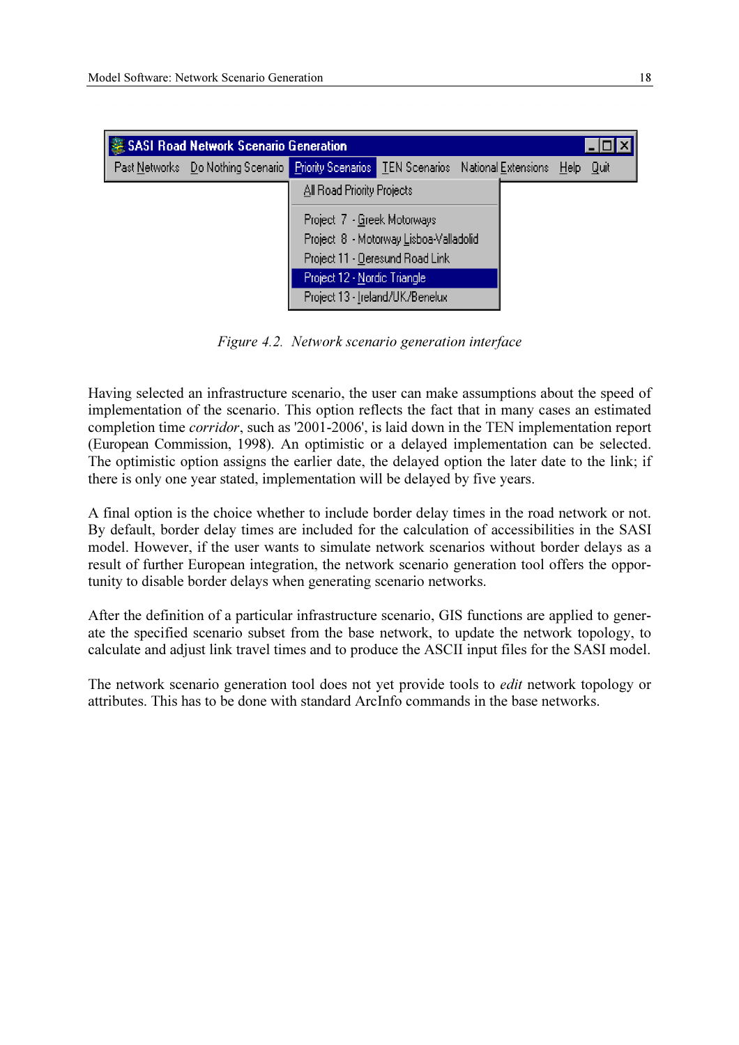*Figure 4.2. Network scenario generation interface*

Having selected an infrastructure scenario, the user can make assumptions about the speed of implementation of the scenario. This option reflects the fact that in many cases an estimated completion time *corridor*, such as '2001-2006', is laid down in the TEN implementation report (European Commission, 1998). An optimistic or a delayed implementation can be selected. The optimistic option assigns the earlier date, the delayed option the later date to the link; if there is only one year stated, implementation will be delayed by five years.

A final option is the choice whether to include border delay times in the road network or not. By default, border delay times are included for the calculation of accessibilities in the SASI model. However, if the user wants to simulate network scenarios without border delays as a result of further European integration, the network scenario generation tool offers the opportunity to disable border delays when generating scenario networks.

After the definition of a particular infrastructure scenario, GIS functions are applied to generate the specified scenario subset from the base network, to update the network topology, to calculate and adjust link travel times and to produce the ASCII input files for the SASI model.

The network scenario generation tool does not yet provide tools to *edit* network topology or attributes. This has to be done with standard ArcInfo commands in the base networks.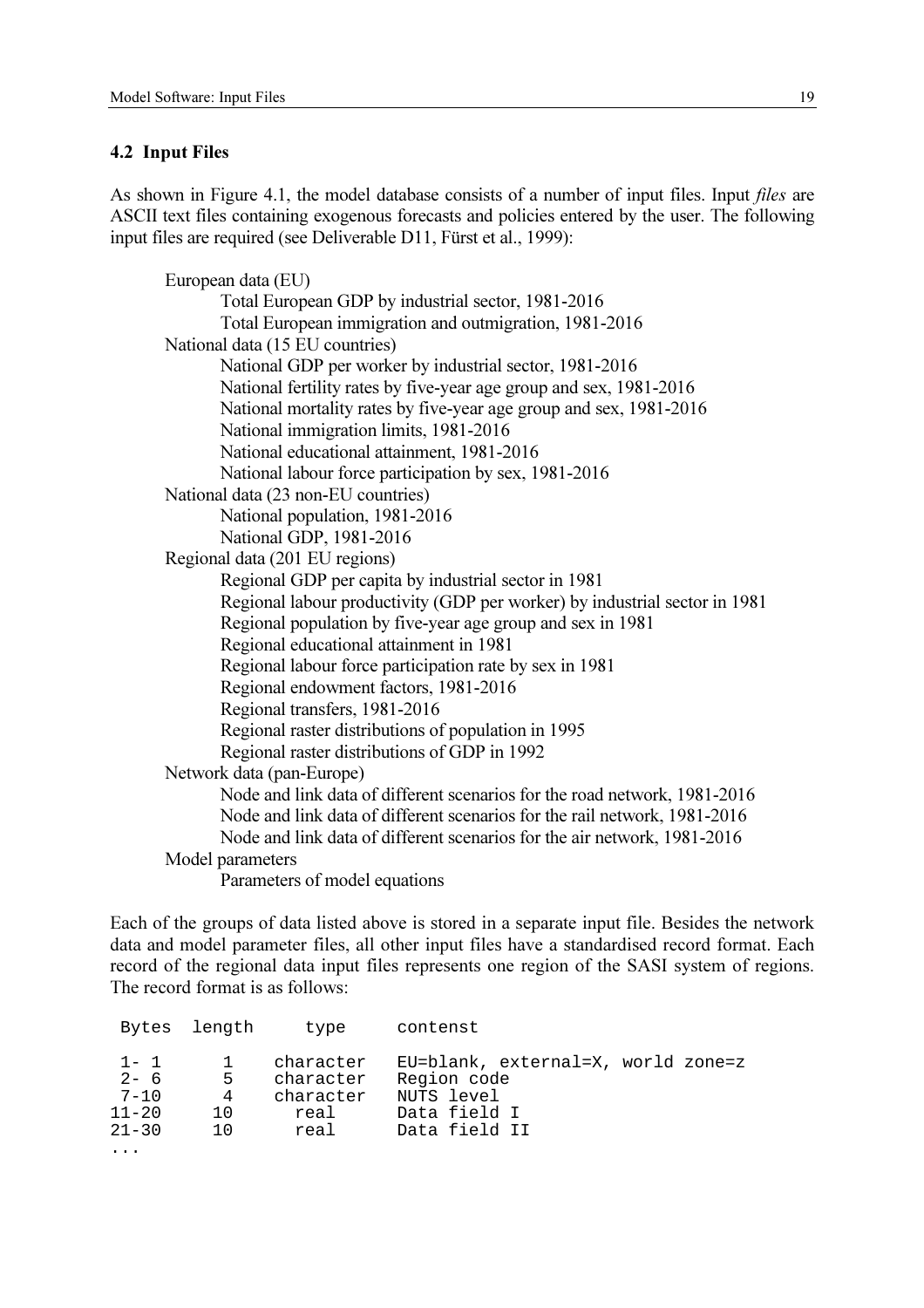## 4.2 Input Files

As shown in Figure 4.1, the model database consists of a number of input files. Input *files* are ASCII text files containing exogenous forecasts and policies entered by the user. The following input files are required (see Deliverable D11, Fürst et al., 1999):

- European data (EU)
  - Total European GDP by industrial sector, 1981-2016
  - Total European immigration and outmigration, 1981-2016
- National data (15 EU countries)
  - National GDP per worker by industrial sector, 1981-2016
  - National fertility rates by five-year age group and sex, 1981-2016
  - National mortality rates by five-year age group and sex, 1981-2016
  - National immigration limits, 1981-2016
  - National educational attainment, 1981-2016
  - National labour force participation by sex, 1981-2016
- National data (23 non-EU countries)
  - National population, 1981-2016
  - National GDP, 1981-2016
- Regional data (201 EU regions)
  - Regional GDP per capita by industrial sector in 1981
  - Regional labour productivity (GDP per worker) by industrial sector in 1981
  - Regional population by five-year age group and sex in 1981
  - Regional educational attainment in 1981
  - Regional labour force participation rate by sex in 1981
  - Regional endowment factors, 1981-2016
  - Regional transfers, 1981-2016
  - Regional raster distributions of population in 1995
  - Regional raster distributions of GDP in 1992
- Network data (pan-Europe)
  - Node and link data of different scenarios for the road network, 1981-2016
  - Node and link data of different scenarios for the rail network, 1981-2016
  - Node and link data of different scenarios for the air network, 1981-2016
- Model parameters
  - Parameters of model equations

Each of the groups of data listed above is stored in a separate input file. Besides the network data and model parameter files, all other input files have a standardised record format. Each record of the regional data input files represents one region of the SASI system of regions. The record format is as follows:

```
 Bytes  length     type      contenst

 1- 1     1     character   EU=blank, external=X, world zone=z
 2- 6     5     character   Region code
 7-10     4     character   NUTS level
11-20    10       real      Data field I
21-30    10       real      Data field II
...
```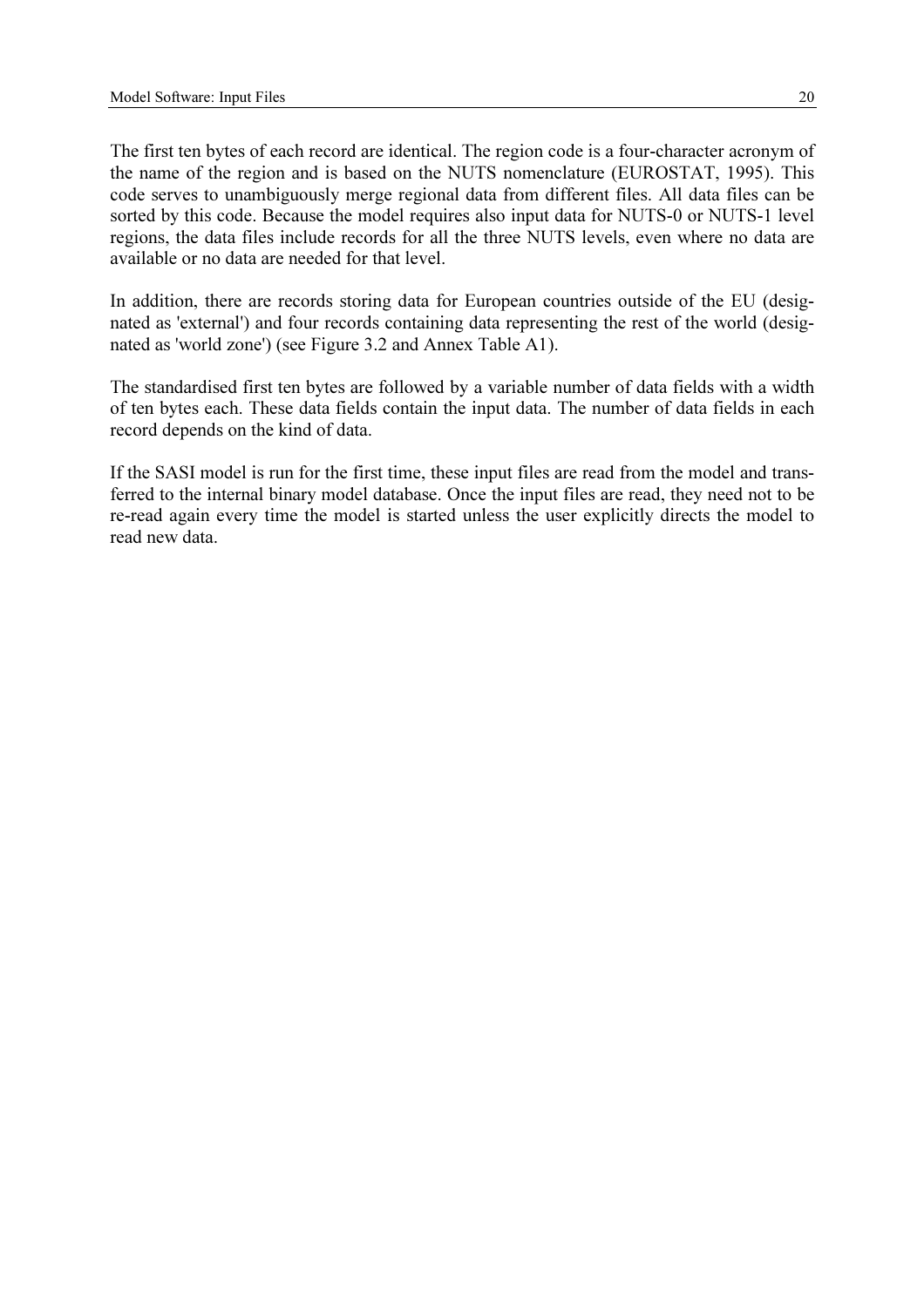The first ten bytes of each record are identical. The region code is a four-character acronym of the name of the region and is based on the NUTS nomenclature (EUROSTAT, 1995). This code serves to unambiguously merge regional data from different files. All data files can be sorted by this code. Because the model requires also input data for NUTS-0 or NUTS-1 level regions, the data files include records for all the three NUTS levels, even where no data are available or no data are needed for that level.

In addition, there are records storing data for European countries outside of the EU (designated as 'external') and four records containing data representing the rest of the world (designated as 'world zone') (see Figure 3.2 and Annex Table A1).

The standardised first ten bytes are followed by a variable number of data fields with a width of ten bytes each. These data fields contain the input data. The number of data fields in each record depends on the kind of data.

If the SASI model is run for the first time, these input files are read from the model and transferred to the internal binary model database. Once the input files are read, they need not to be re-read again every time the model is started unless the user explicitly directs the model to read new data.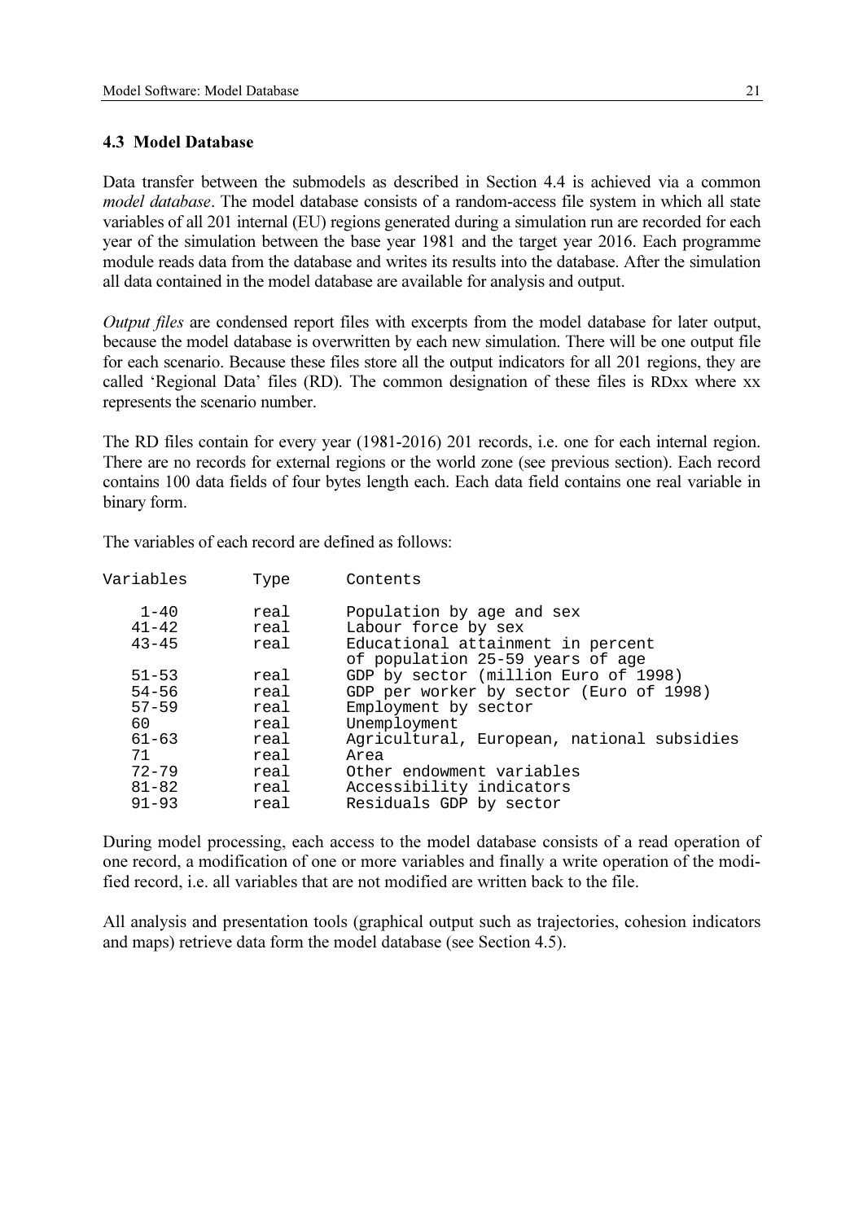### 4.3 Model Database

Data transfer between the submodels as described in Section 4.4 is achieved via a common *model database*. The model database consists of a random-access file system in which all state variables of all 201 internal (EU) regions generated during a simulation run are recorded for each year of the simulation between the base year 1981 and the target year 2016. Each programme module reads data from the database and writes its results into the database. After the simulation all data contained in the model database are available for analysis and output.

*Output files* are condensed report files with excerpts from the model database for later output, because the model database is overwritten by each new simulation. There will be one output file for each scenario. Because these files store all the output indicators for all 201 regions, they are called 'Regional Data' files (RD). The common designation of these files is RDxx where xx represents the scenario number.

The RD files contain for every year (1981-2016) 201 records, i.e. one for each internal region. There are no records for external regions or the world zone (see previous section). Each record contains 100 data fields of four bytes length each. Each data field contains one real variable in binary form.

The variables of each record are defined as follows:

| Variables | Type | Contents |
|---|---|---|
| 1-40 | real | Population by age and sex |
| 41-42 | real | Labour force by sex |
| 43-45 | real | Educational attainment in percent of population 25-59 years of age |
| 51-53 | real | GDP by sector (million Euro of 1998) |
| 54-56 | real | GDP per worker by sector (Euro of 1998) |
| 57-59 | real | Employment by sector |
| 60 | real | Unemployment |
| 61-63 | real | Agricultural, European, national subsidies |
| 71 | real | Area |
| 72-79 | real | Other endowment variables |
| 81-82 | real | Accessibility indicators |
| 91-93 | real | Residuals GDP by sector |

During model processing, each access to the model database consists of a read operation of one record, a modification of one or more variables and finally a write operation of the modified record, i.e. all variables that are not modified are written back to the file.

All analysis and presentation tools (graphical output such as trajectories, cohesion indicators and maps) retrieve data form the model database (see Section 4.5).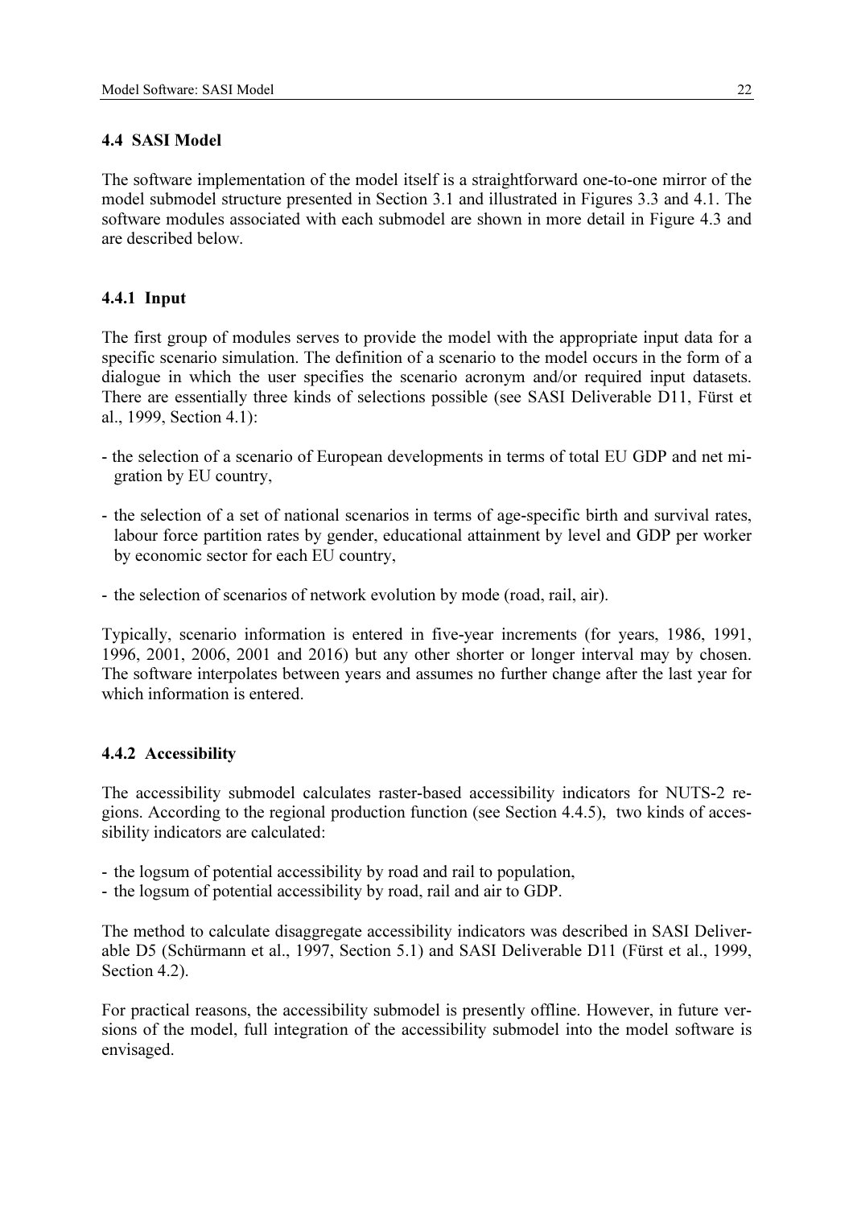## 4.4 SASI Model

The software implementation of the model itself is a straightforward one-to-one mirror of the model submodel structure presented in Section 3.1 and illustrated in Figures 3.3 and 4.1. The software modules associated with each submodel are shown in more detail in Figure 4.3 and are described below.

### 4.4.1 Input

The first group of modules serves to provide the model with the appropriate input data for a specific scenario simulation. The definition of a scenario to the model occurs in the form of a dialogue in which the user specifies the scenario acronym and/or required input datasets. There are essentially three kinds of selections possible (see SASI Deliverable D11, Fürst et al., 1999, Section 4.1):

- the selection of a scenario of European developments in terms of total EU GDP and net migration by EU country,
- the selection of a set of national scenarios in terms of age-specific birth and survival rates, labour force partition rates by gender, educational attainment by level and GDP per worker by economic sector for each EU country,
- the selection of scenarios of network evolution by mode (road, rail, air).

Typically, scenario information is entered in five-year increments (for years, 1986, 1991, 1996, 2001, 2006, 2001 and 2016) but any other shorter or longer interval may by chosen. The software interpolates between years and assumes no further change after the last year for which information is entered.

### 4.4.2 Accessibility

The accessibility submodel calculates raster-based accessibility indicators for NUTS-2 regions. According to the regional production function (see Section 4.4.5), two kinds of accessibility indicators are calculated:

- the logsum of potential accessibility by road and rail to population,
- the logsum of potential accessibility by road, rail and air to GDP.

The method to calculate disaggregate accessibility indicators was described in SASI Deliverable D5 (Schürmann et al., 1997, Section 5.1) and SASI Deliverable D11 (Fürst et al., 1999, Section 4.2).

For practical reasons, the accessibility submodel is presently offline. However, in future versions of the model, full integration of the accessibility submodel into the model software is envisaged.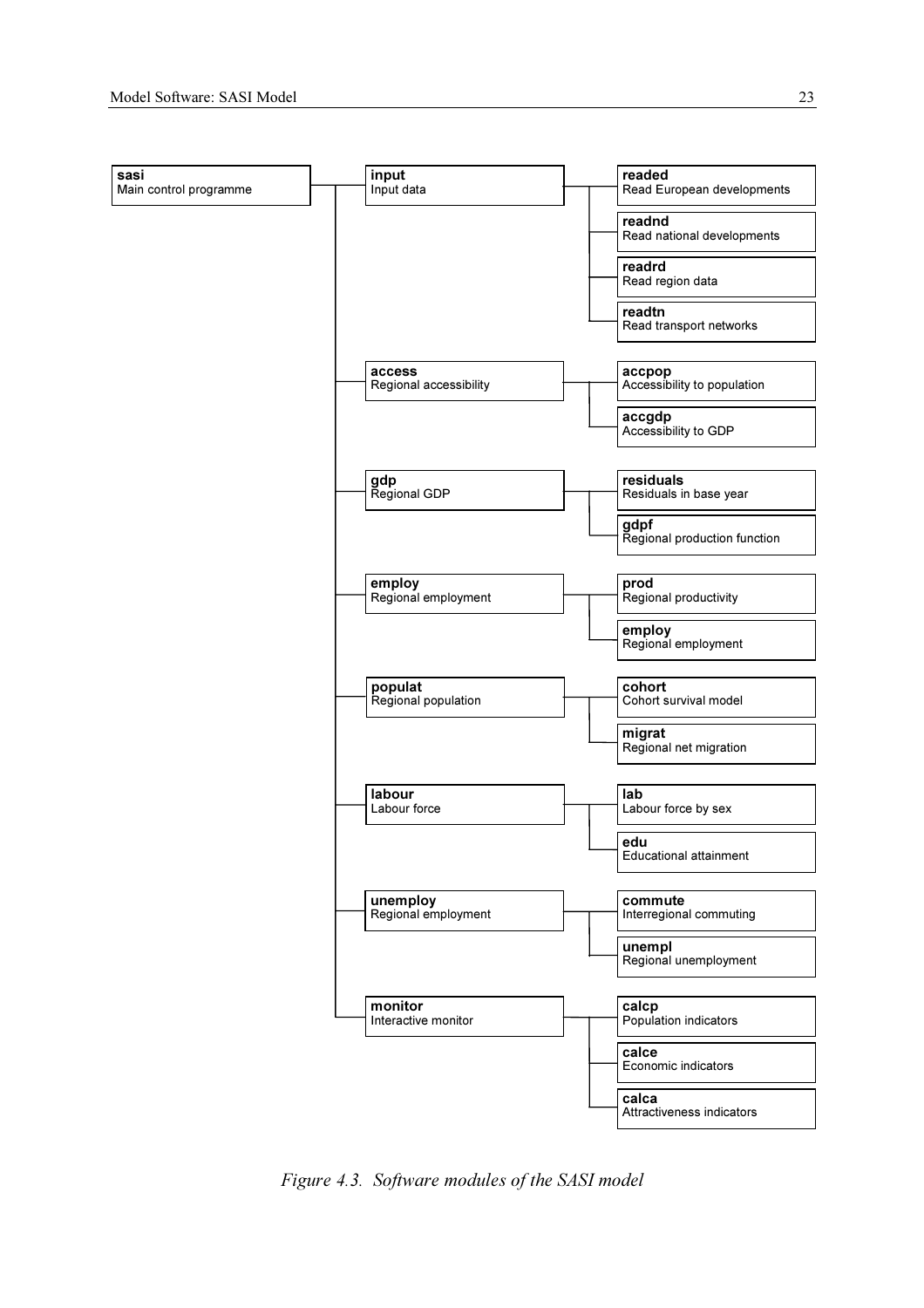- **sasi** Main control programme
  - **input** Input data
    - **readed** Read European developments
    - **readnd** Read national developments
    - **readrd** Read region data
    - **readtn** Read transport networks
  - **access** Regional accessibility
    - **accpop** Accessibility to population
    - **accgdp** Accessibility to GDP
  - **gdp** Regional GDP
    - **residuals** Residuals in base year
    - **gdpf** Regional production function
  - **employ** Regional employment
    - **prod** Regional productivity
    - **employ** Regional employment
  - **populat** Regional population
    - **cohort** Cohort survival model
    - **migrat** Regional net migration
  - **labour** Labour force
    - **lab** Labour force by sex
    - **edu** Educational attainment
  - **unemploy** Regional employment
    - **commute** Interregional commuting
    - **unempl** Regional unemployment
  - **monitor** Interactive monitor
    - **calcp** Population indicators
    - **calce** Economic indicators
    - **calca** Attractiveness indicators

*Figure 4.3. Software modules of the SASI model*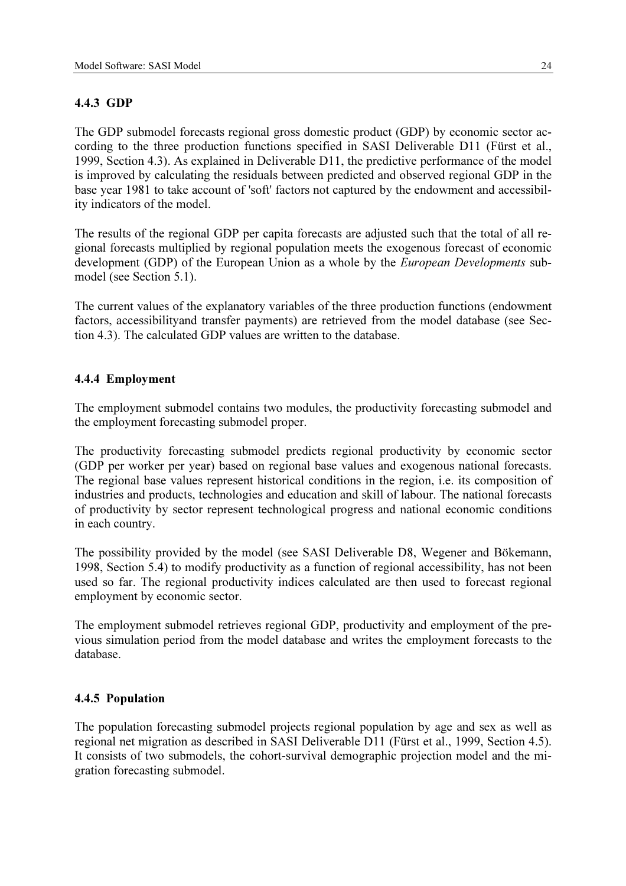### 4.4.3 GDP

The GDP submodel forecasts regional gross domestic product (GDP) by economic sector according to the three production functions specified in SASI Deliverable D11 (Fürst et al., 1999, Section 4.3). As explained in Deliverable D11, the predictive performance of the model is improved by calculating the residuals between predicted and observed regional GDP in the base year 1981 to take account of 'soft' factors not captured by the endowment and accessibility indicators of the model.

The results of the regional GDP per capita forecasts are adjusted such that the total of all regional forecasts multiplied by regional population meets the exogenous forecast of economic development (GDP) of the European Union as a whole by the *European Developments* submodel (see Section 5.1).

The current values of the explanatory variables of the three production functions (endowment factors, accessibilityand transfer payments) are retrieved from the model database (see Section 4.3). The calculated GDP values are written to the database.

### 4.4.4 Employment

The employment submodel contains two modules, the productivity forecasting submodel and the employment forecasting submodel proper.

The productivity forecasting submodel predicts regional productivity by economic sector (GDP per worker per year) based on regional base values and exogenous national forecasts. The regional base values represent historical conditions in the region, i.e. its composition of industries and products, technologies and education and skill of labour. The national forecasts of productivity by sector represent technological progress and national economic conditions in each country.

The possibility provided by the model (see SASI Deliverable D8, Wegener and Bökemann, 1998, Section 5.4) to modify productivity as a function of regional accessibility, has not been used so far. The regional productivity indices calculated are then used to forecast regional employment by economic sector.

The employment submodel retrieves regional GDP, productivity and employment of the previous simulation period from the model database and writes the employment forecasts to the database.

### 4.4.5 Population

The population forecasting submodel projects regional population by age and sex as well as regional net migration as described in SASI Deliverable D11 (Fürst et al., 1999, Section 4.5). It consists of two submodels, the cohort-survival demographic projection model and the migration forecasting submodel.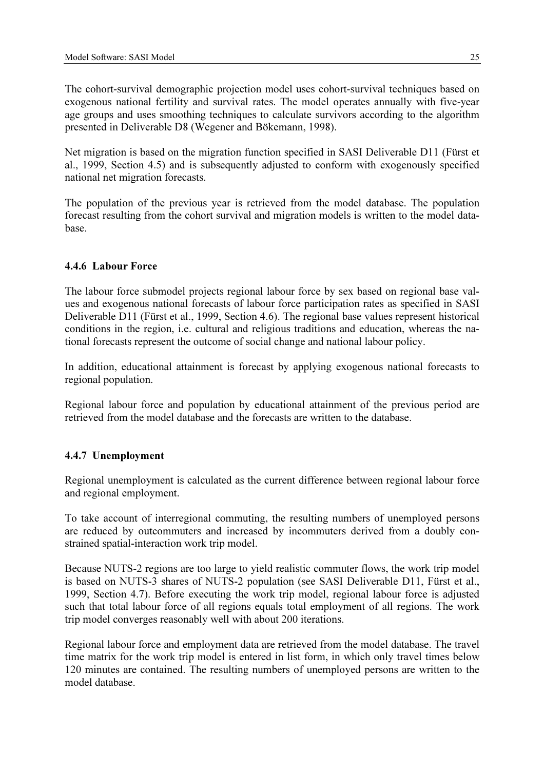The cohort-survival demographic projection model uses cohort-survival techniques based on exogenous national fertility and survival rates. The model operates annually with five-year age groups and uses smoothing techniques to calculate survivors according to the algorithm presented in Deliverable D8 (Wegener and Bökemann, 1998).

Net migration is based on the migration function specified in SASI Deliverable D11 (Fürst et al., 1999, Section 4.5) and is subsequently adjusted to conform with exogenously specified national net migration forecasts.

The population of the previous year is retrieved from the model database. The population forecast resulting from the cohort survival and migration models is written to the model database.

#### 4.4.6 Labour Force

The labour force submodel projects regional labour force by sex based on regional base values and exogenous national forecasts of labour force participation rates as specified in SASI Deliverable D11 (Fürst et al., 1999, Section 4.6). The regional base values represent historical conditions in the region, i.e. cultural and religious traditions and education, whereas the national forecasts represent the outcome of social change and national labour policy.

In addition, educational attainment is forecast by applying exogenous national forecasts to regional population.

Regional labour force and population by educational attainment of the previous period are retrieved from the model database and the forecasts are written to the database.

#### 4.4.7 Unemployment

Regional unemployment is calculated as the current difference between regional labour force and regional employment.

To take account of interregional commuting, the resulting numbers of unemployed persons are reduced by outcommuters and increased by incommuters derived from a doubly constrained spatial-interaction work trip model.

Because NUTS-2 regions are too large to yield realistic commuter flows, the work trip model is based on NUTS-3 shares of NUTS-2 population (see SASI Deliverable D11, Fürst et al., 1999, Section 4.7). Before executing the work trip model, regional labour force is adjusted such that total labour force of all regions equals total employment of all regions. The work trip model converges reasonably well with about 200 iterations.

Regional labour force and employment data are retrieved from the model database. The travel time matrix for the work trip model is entered in list form, in which only travel times below 120 minutes are contained. The resulting numbers of unemployed persons are written to the model database.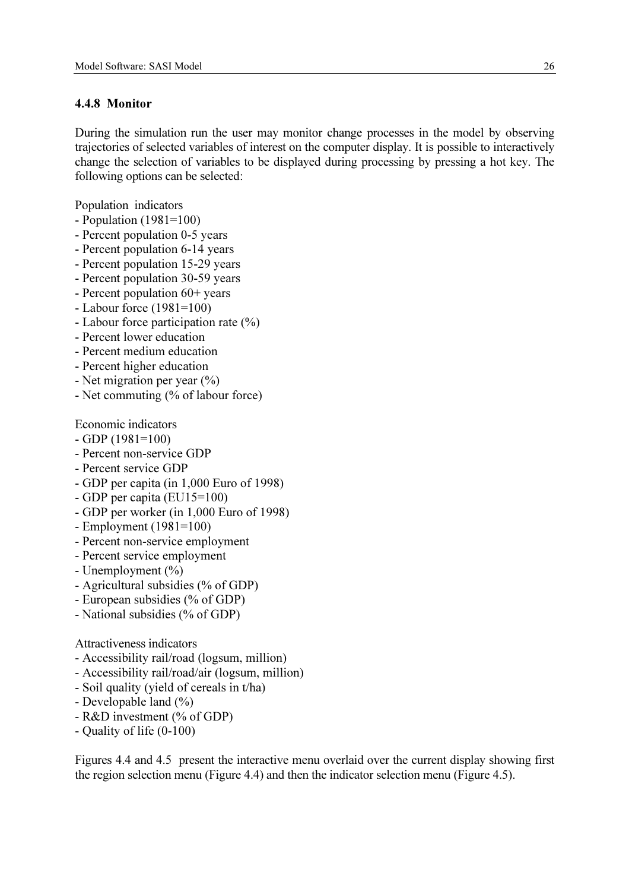### 4.4.8 Monitor

During the simulation run the user may monitor change processes in the model by observing trajectories of selected variables of interest on the computer display. It is possible to interactively change the selection of variables to be displayed during processing by pressing a hot key. The following options can be selected:

Population indicators
- Population (1981=100)
- Percent population 0-5 years
- Percent population 6-14 years
- Percent population 15-29 years
- Percent population 30-59 years
- Percent population 60+ years
- Labour force (1981=100)
- Labour force participation rate (%)
- Percent lower education
- Percent medium education
- Percent higher education
- Net migration per year (%)
- Net commuting (% of labour force)

Economic indicators
- GDP (1981=100)
- Percent non-service GDP
- Percent service GDP
- GDP per capita (in 1,000 Euro of 1998)
- GDP per capita (EU15=100)
- GDP per worker (in 1,000 Euro of 1998)
- Employment (1981=100)
- Percent non-service employment
- Percent service employment
- Unemployment (%)
- Agricultural subsidies (% of GDP)
- European subsidies (% of GDP)
- National subsidies (% of GDP)

Attractiveness indicators
- Accessibility rail/road (logsum, million)
- Accessibility rail/road/air (logsum, million)
- Soil quality (yield of cereals in t/ha)
- Developable land (%)
- R&D investment (% of GDP)
- Quality of life (0-100)

Figures 4.4 and 4.5 present the interactive menu overlaid over the current display showing first the region selection menu (Figure 4.4) and then the indicator selection menu (Figure 4.5).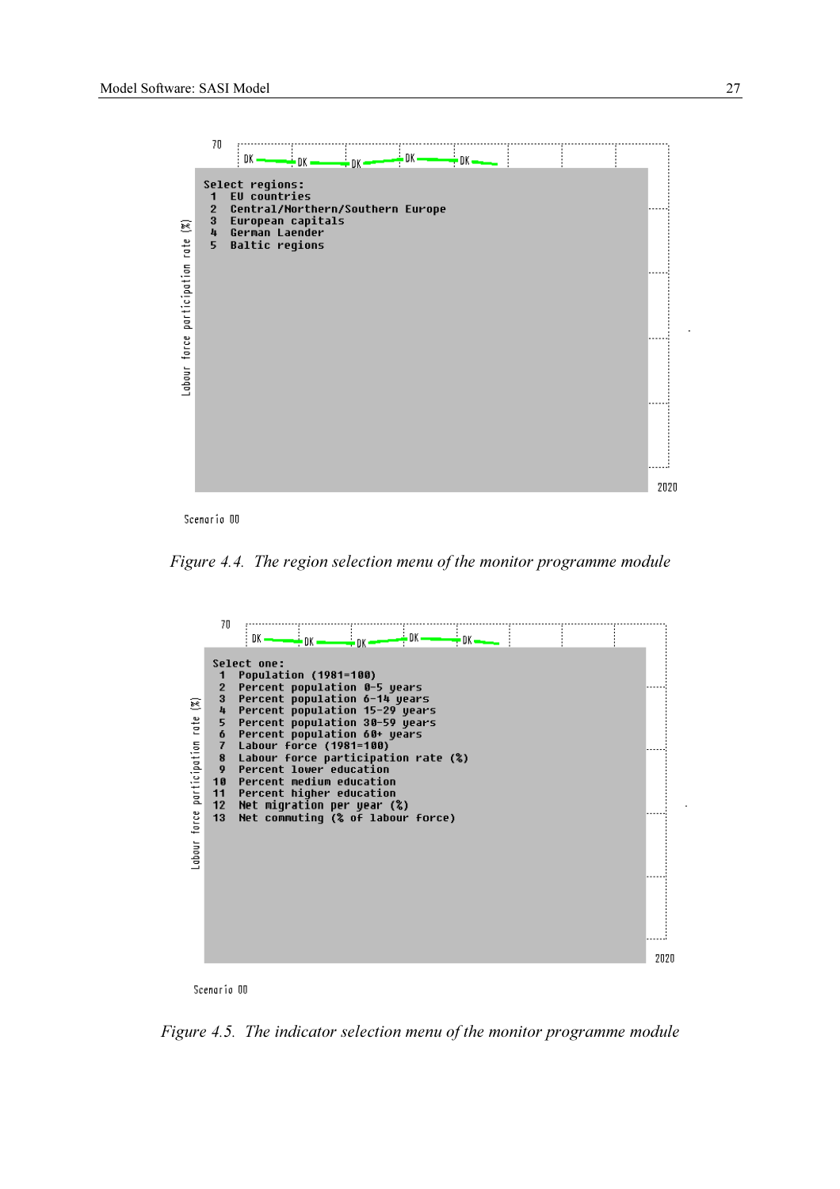70

DK DK DK DK DK

Labour force participation rate (%)

```
Select regions:
 1  EU countries
 2  Central/Northern/Southern Europe
 3  European capitals
 4  German Laender
 5  Baltic regions
```

2020

Scenario 00

*Figure 4.4. The region selection menu of the monitor programme module*

70

DK DK DK DK DK

Labour force participation rate (%)

```
Select one:
 1  Population (1981=100)
 2  Percent population 0-5 years
 3  Percent population 6-14 years
 4  Percent population 15-29 years
 5  Percent population 30-59 years
 6  Percent population 60+ years
 7  Labour force (1981=100)
 8  Labour force participation rate (%)
 9  Percent lower education
10  Percent medium education
11  Percent higher education
12  Net migration per year (%)
13  Net commuting (% of labour force)
```

2020

Scenario 00

*Figure 4.5. The indicator selection menu of the monitor programme module*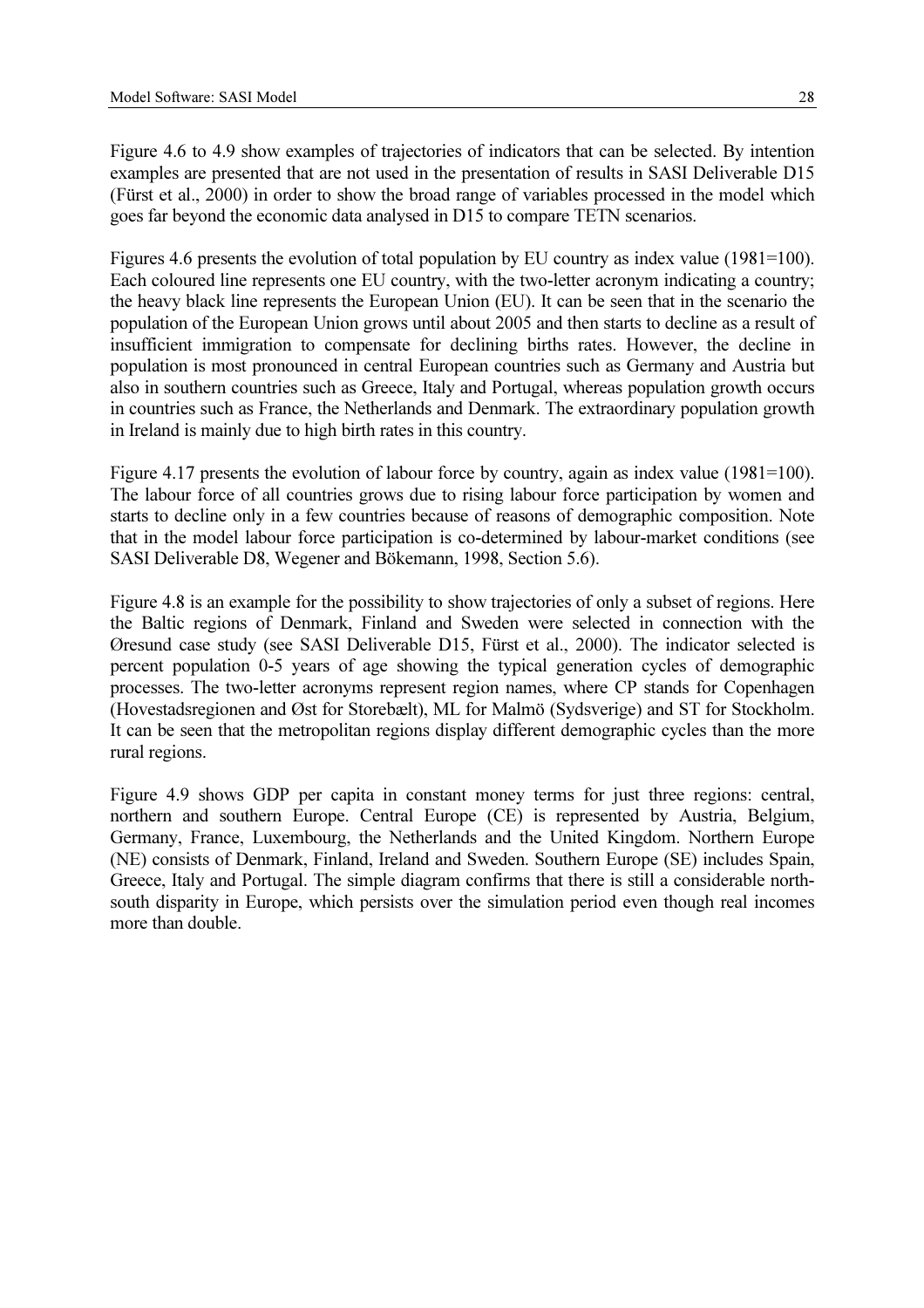Figure 4.6 to 4.9 show examples of trajectories of indicators that can be selected. By intention examples are presented that are not used in the presentation of results in SASI Deliverable D15 (Fürst et al., 2000) in order to show the broad range of variables processed in the model which goes far beyond the economic data analysed in D15 to compare TETN scenarios.

Figures 4.6 presents the evolution of total population by EU country as index value (1981=100). Each coloured line represents one EU country, with the two-letter acronym indicating a country; the heavy black line represents the European Union (EU). It can be seen that in the scenario the population of the European Union grows until about 2005 and then starts to decline as a result of insufficient immigration to compensate for declining births rates. However, the decline in population is most pronounced in central European countries such as Germany and Austria but also in southern countries such as Greece, Italy and Portugal, whereas population growth occurs in countries such as France, the Netherlands and Denmark. The extraordinary population growth in Ireland is mainly due to high birth rates in this country.

Figure 4.17 presents the evolution of labour force by country, again as index value (1981=100). The labour force of all countries grows due to rising labour force participation by women and starts to decline only in a few countries because of reasons of demographic composition. Note that in the model labour force participation is co-determined by labour-market conditions (see SASI Deliverable D8, Wegener and Bökemann, 1998, Section 5.6).

Figure 4.8 is an example for the possibility to show trajectories of only a subset of regions. Here the Baltic regions of Denmark, Finland and Sweden were selected in connection with the Øresund case study (see SASI Deliverable D15, Fürst et al., 2000). The indicator selected is percent population 0-5 years of age showing the typical generation cycles of demographic processes. The two-letter acronyms represent region names, where CP stands for Copenhagen (Hovestadsregionen and Øst for Storebælt), ML for Malmö (Sydsverige) and ST for Stockholm. It can be seen that the metropolitan regions display different demographic cycles than the more rural regions.

Figure 4.9 shows GDP per capita in constant money terms for just three regions: central, northern and southern Europe. Central Europe (CE) is represented by Austria, Belgium, Germany, France, Luxembourg, the Netherlands and the United Kingdom. Northern Europe (NE) consists of Denmark, Finland, Ireland and Sweden. Southern Europe (SE) includes Spain, Greece, Italy and Portugal. The simple diagram confirms that there is still a considerable north-south disparity in Europe, which persists over the simulation period even though real incomes more than double.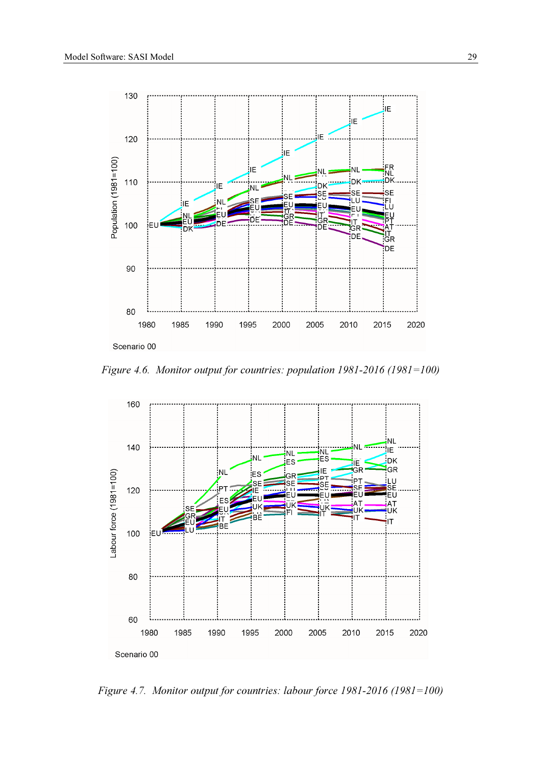*Figure 4.6. Monitor output for countries: population 1981-2016 (1981=100)*

*Figure 4.7. Monitor output for countries: labour force 1981-2016 (1981=100)*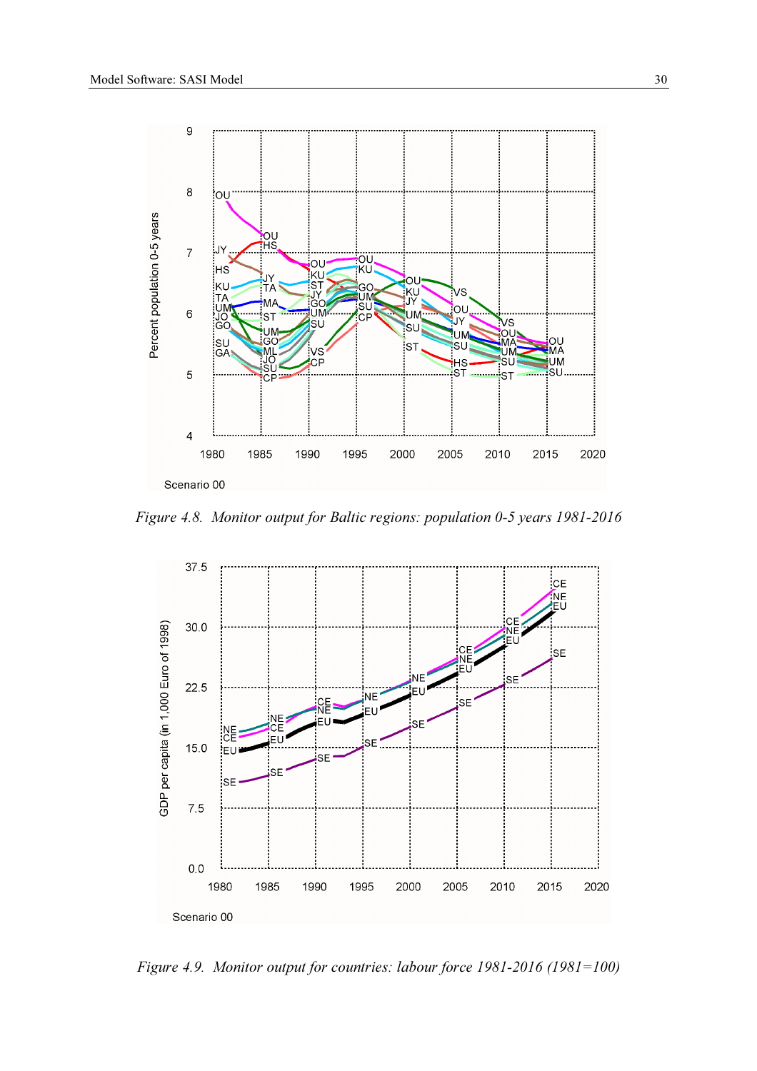*Figure 4.8. Monitor output for Baltic regions: population 0-5 years 1981-2016*

*Figure 4.9. Monitor output for countries: labour force 1981-2016 (1981=100)*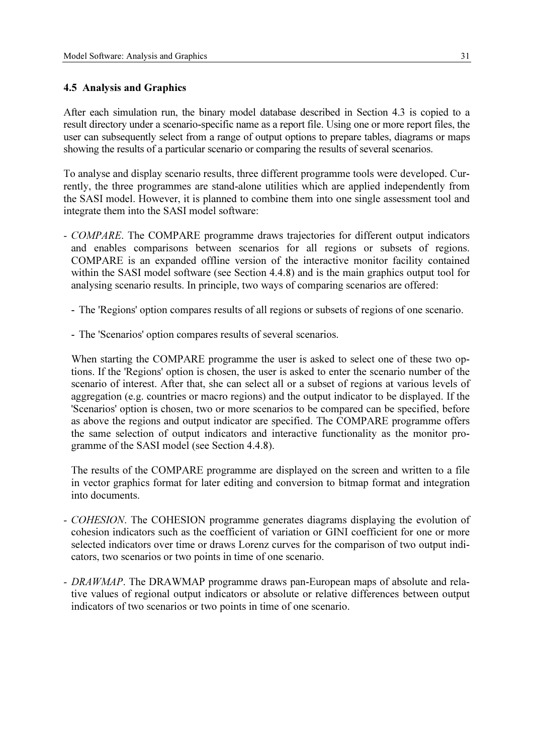## 4.5 Analysis and Graphics

After each simulation run, the binary model database described in Section 4.3 is copied to a result directory under a scenario-specific name as a report file. Using one or more report files, the user can subsequently select from a range of output options to prepare tables, diagrams or maps showing the results of a particular scenario or comparing the results of several scenarios.

To analyse and display scenario results, three different programme tools were developed. Currently, the three programmes are stand-alone utilities which are applied independently from the SASI model. However, it is planned to combine them into one single assessment tool and integrate them into the SASI model software:

- *COMPARE*. The COMPARE programme draws trajectories for different output indicators and enables comparisons between scenarios for all regions or subsets of regions. COMPARE is an expanded offline version of the interactive monitor facility contained within the SASI model software (see Section 4.4.8) and is the main graphics output tool for analysing scenario results. In principle, two ways of comparing scenarios are offered:

  - The 'Regions' option compares results of all regions or subsets of regions of one scenario.

  - The 'Scenarios' option compares results of several scenarios.

  When starting the COMPARE programme the user is asked to select one of these two options. If the 'Regions' option is chosen, the user is asked to enter the scenario number of the scenario of interest. After that, she can select all or a subset of regions at various levels of aggregation (e.g. countries or macro regions) and the output indicator to be displayed. If the 'Scenarios' option is chosen, two or more scenarios to be compared can be specified, before as above the regions and output indicator are specified. The COMPARE programme offers the same selection of output indicators and interactive functionality as the monitor programme of the SASI model (see Section 4.4.8).

  The results of the COMPARE programme are displayed on the screen and written to a file in vector graphics format for later editing and conversion to bitmap format and integration into documents.

- *COHESION*. The COHESION programme generates diagrams displaying the evolution of cohesion indicators such as the coefficient of variation or GINI coefficient for one or more selected indicators over time or draws Lorenz curves for the comparison of two output indicators, two scenarios or two points in time of one scenario.

- *DRAWMAP*. The DRAWMAP programme draws pan-European maps of absolute and relative values of regional output indicators or absolute or relative differences between output indicators of two scenarios or two points in time of one scenario.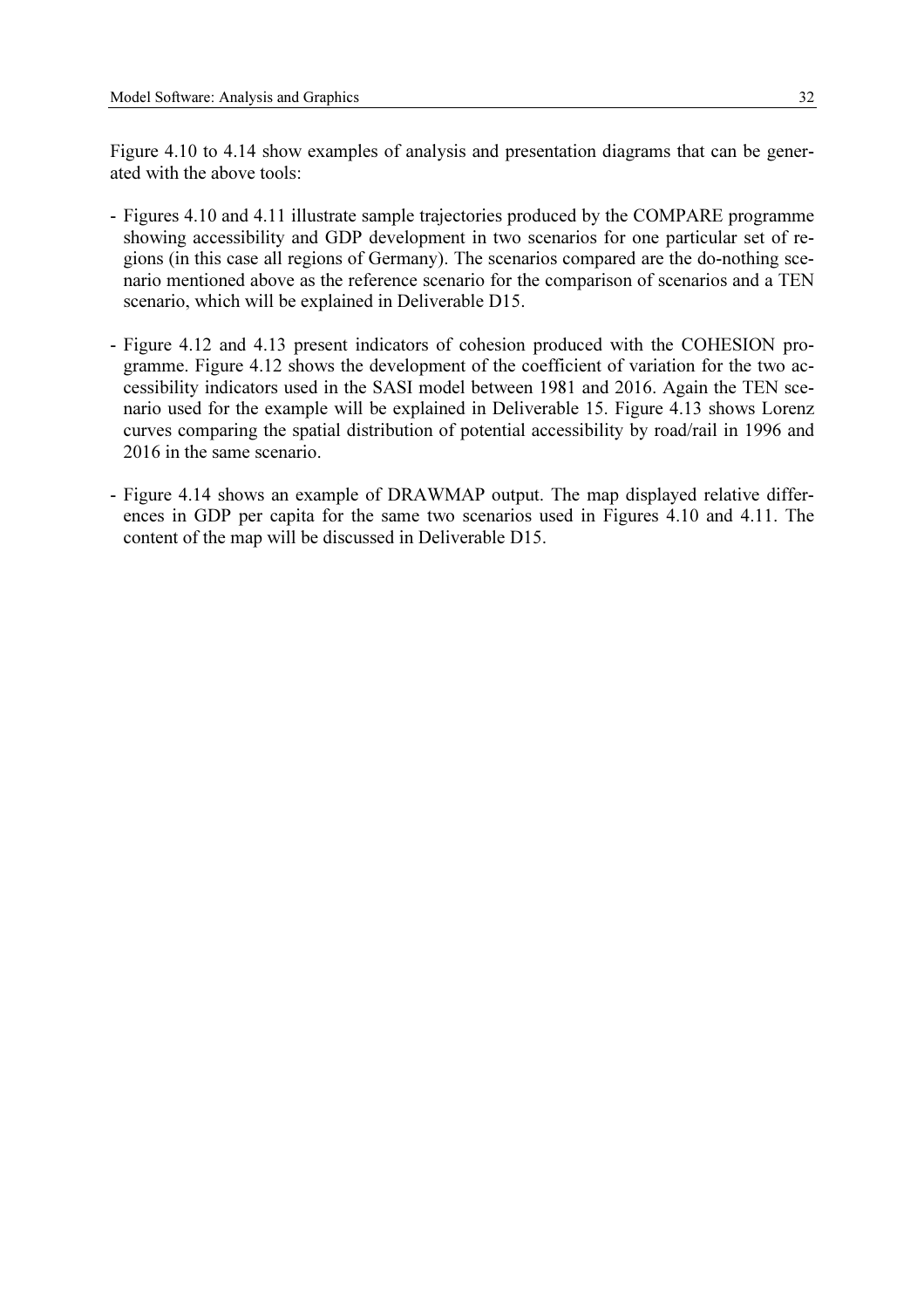Figure 4.10 to 4.14 show examples of analysis and presentation diagrams that can be generated with the above tools:

- Figures 4.10 and 4.11 illustrate sample trajectories produced by the COMPARE programme showing accessibility and GDP development in two scenarios for one particular set of regions (in this case all regions of Germany). The scenarios compared are the do-nothing scenario mentioned above as the reference scenario for the comparison of scenarios and a TEN scenario, which will be explained in Deliverable D15.

- Figure 4.12 and 4.13 present indicators of cohesion produced with the COHESION programme. Figure 4.12 shows the development of the coefficient of variation for the two accessibility indicators used in the SASI model between 1981 and 2016. Again the TEN scenario used for the example will be explained in Deliverable 15. Figure 4.13 shows Lorenz curves comparing the spatial distribution of potential accessibility by road/rail in 1996 and 2016 in the same scenario.

- Figure 4.14 shows an example of DRAWMAP output. The map displayed relative differences in GDP per capita for the same two scenarios used in Figures 4.10 and 4.11. The content of the map will be discussed in Deliverable D15.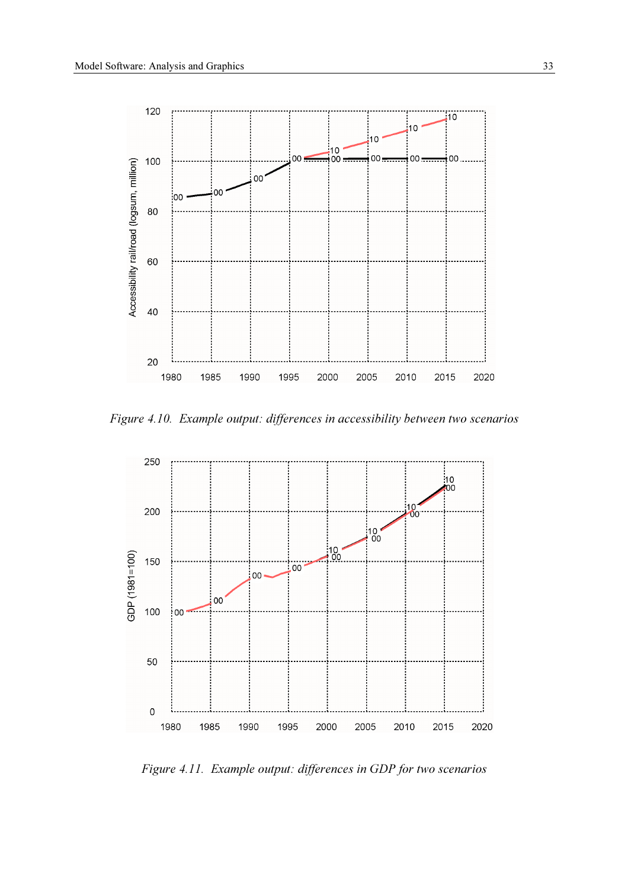Figure 4.10. Example output: differences in accessibility between two scenarios

Figure 4.11. Example output: differences in GDP for two scenarios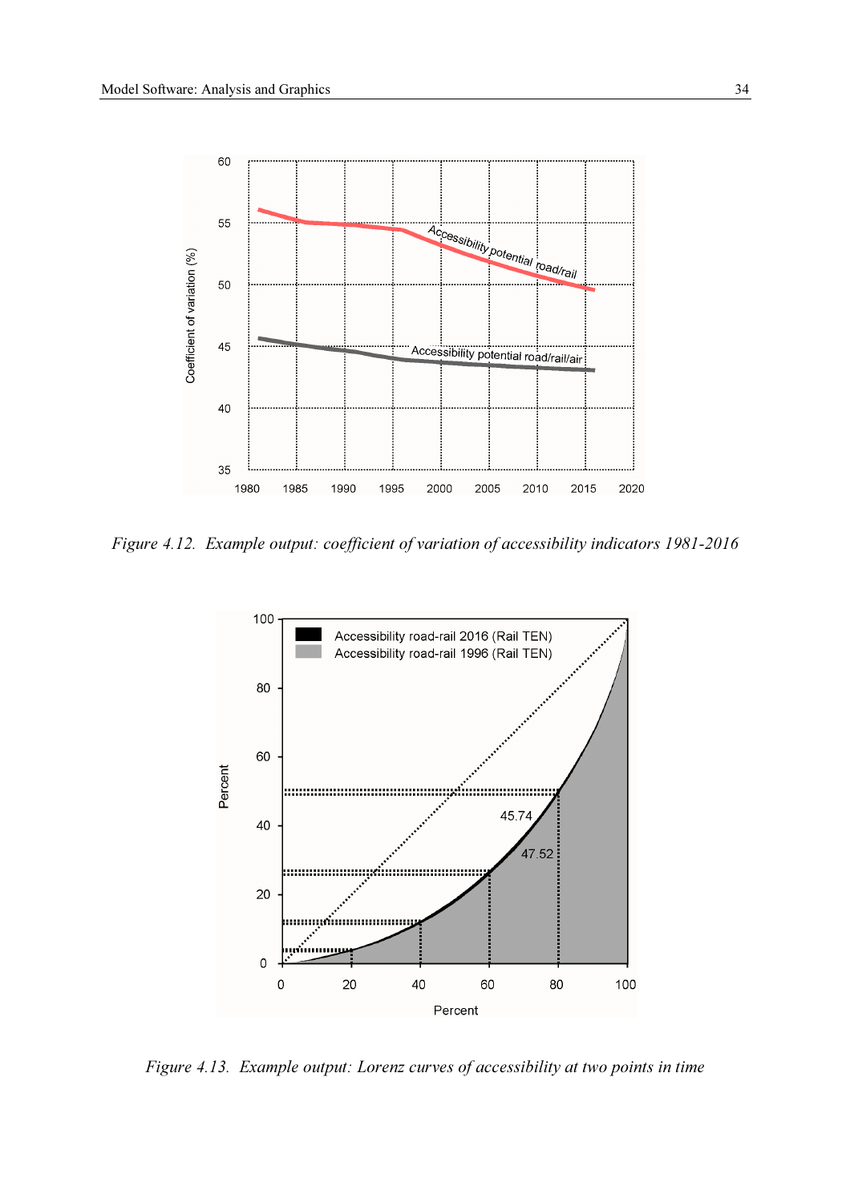*Figure 4.12. Example output: coefficient of variation of accessibility indicators 1981-2016*

*Figure 4.13. Example output: Lorenz curves of accessibility at two points in time*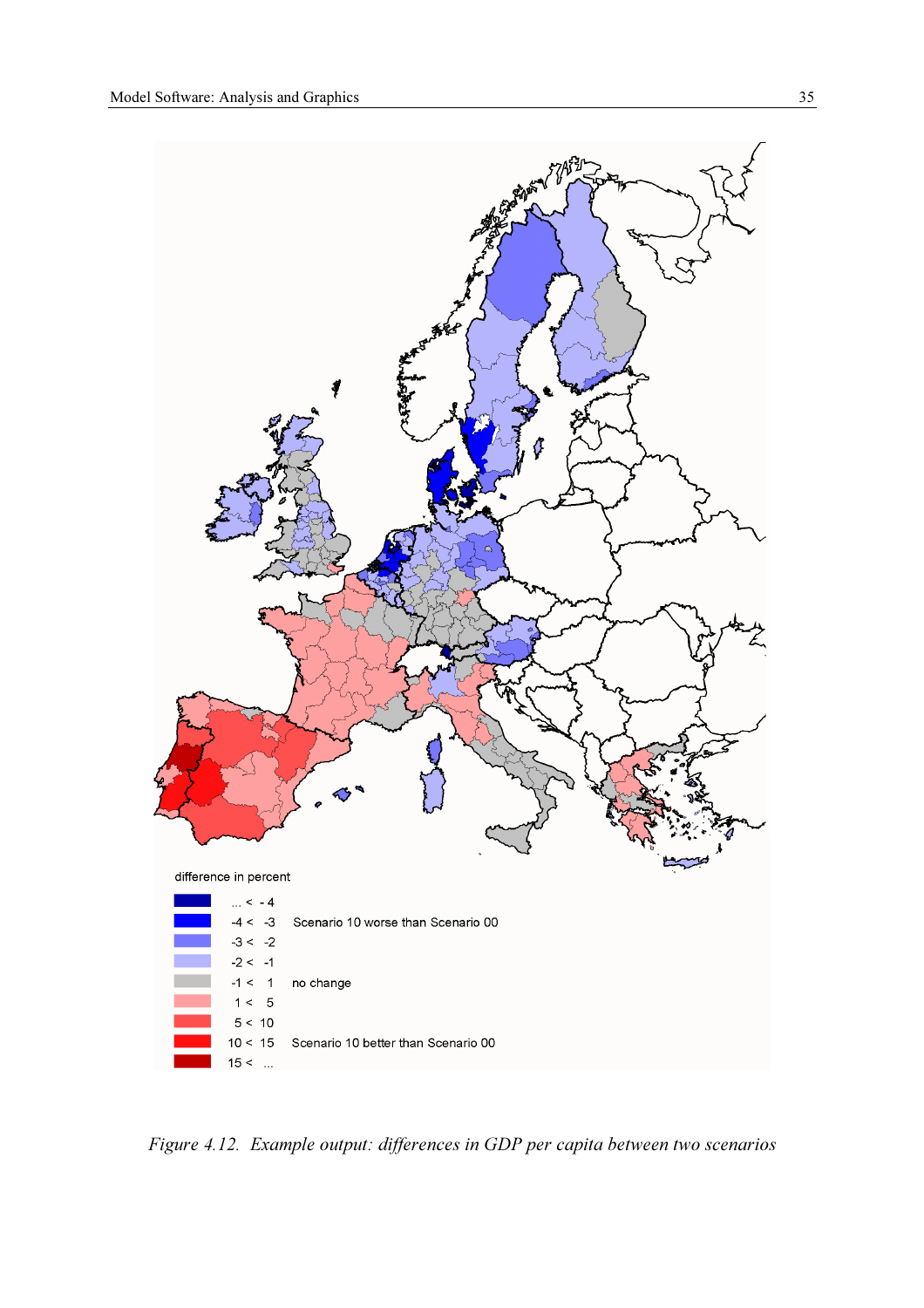difference in percent

| | | |
|---|---|---|
| ... < - 4 | | |
| -4 < -3 | Scenario 10 worse than Scenario 00 | |
| -3 < -2 | | |
| -2 < -1 | | |
| -1 < 1 | no change | |
| 1 < 5 | | |
| 5 < 10 | | |
| 10 < 15 | Scenario 10 better than Scenario 00 | |
| 15 < ... | | |

*Figure 4.12. Example output: differences in GDP per capita between two scenarios*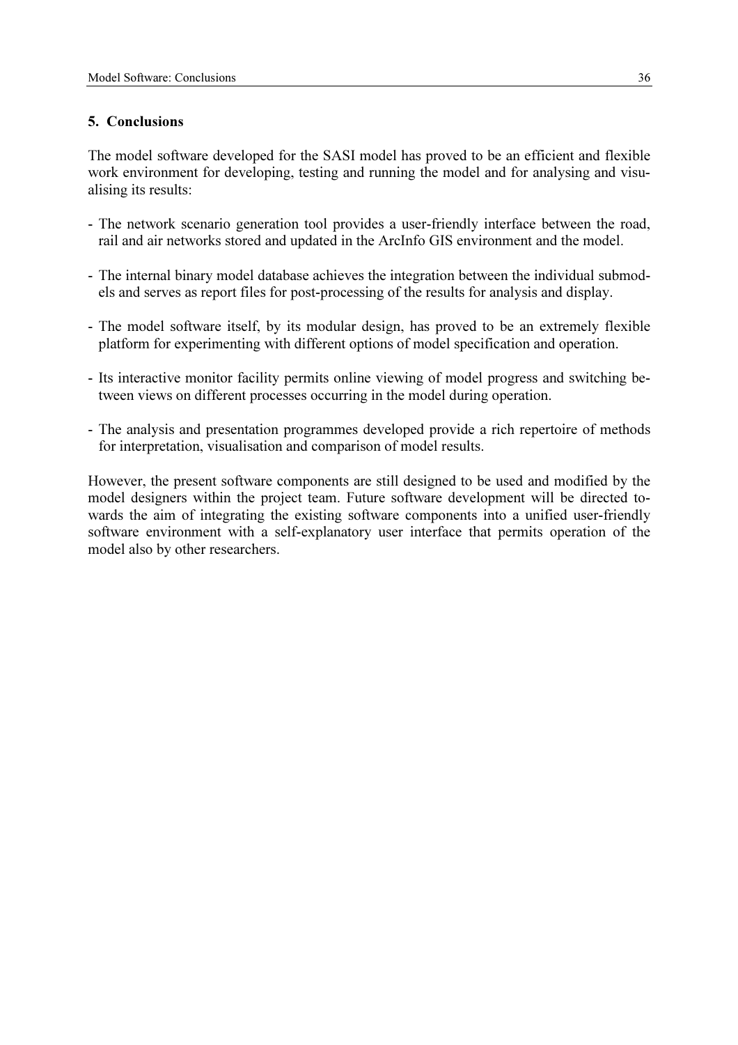## 5. Conclusions

The model software developed for the SASI model has proved to be an efficient and flexible work environment for developing, testing and running the model and for analysing and visualising its results:

- The network scenario generation tool provides a user-friendly interface between the road, rail and air networks stored and updated in the ArcInfo GIS environment and the model.

- The internal binary model database achieves the integration between the individual submodels and serves as report files for post-processing of the results for analysis and display.

- The model software itself, by its modular design, has proved to be an extremely flexible platform for experimenting with different options of model specification and operation.

- Its interactive monitor facility permits online viewing of model progress and switching between views on different processes occurring in the model during operation.

- The analysis and presentation programmes developed provide a rich repertoire of methods for interpretation, visualisation and comparison of model results.

However, the present software components are still designed to be used and modified by the model designers within the project team. Future software development will be directed towards the aim of integrating the existing software components into a unified user-friendly software environment with a self-explanatory user interface that permits operation of the model also by other researchers.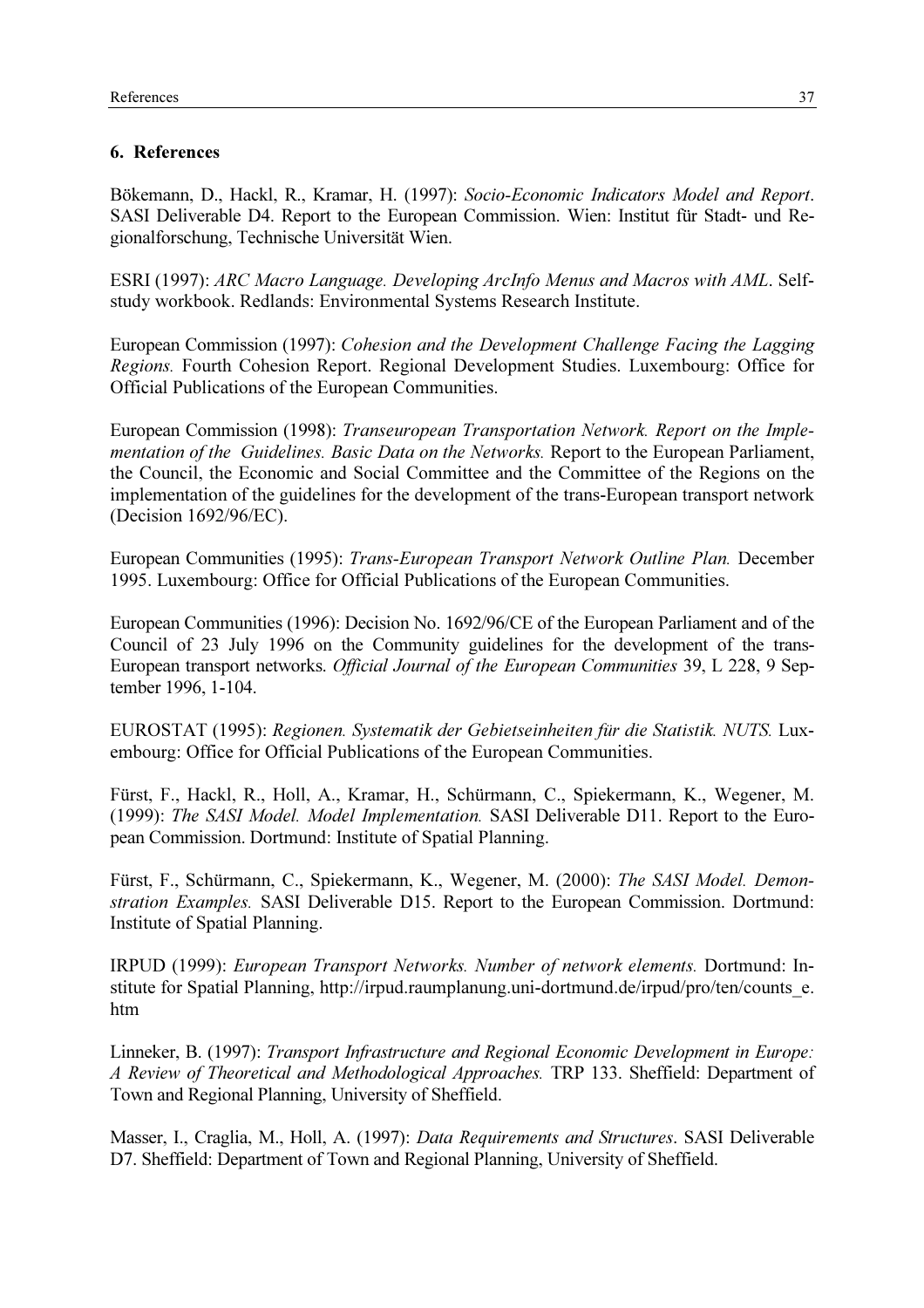## 6. References

Bökemann, D., Hackl, R., Kramar, H. (1997): *Socio-Economic Indicators Model and Report*. SASI Deliverable D4. Report to the European Commission. Wien: Institut für Stadt- und Regionalforschung, Technische Universität Wien.

ESRI (1997): *ARC Macro Language. Developing ArcInfo Menus and Macros with AML*. Self-study workbook. Redlands: Environmental Systems Research Institute.

European Commission (1997): *Cohesion and the Development Challenge Facing the Lagging Regions.* Fourth Cohesion Report. Regional Development Studies. Luxembourg: Office for Official Publications of the European Communities.

European Commission (1998): *Transeuropean Transportation Network. Report on the Implementation of the Guidelines. Basic Data on the Networks.* Report to the European Parliament, the Council, the Economic and Social Committee and the Committee of the Regions on the implementation of the guidelines for the development of the trans-European transport network (Decision 1692/96/EC).

European Communities (1995): *Trans-European Transport Network Outline Plan.* December 1995. Luxembourg: Office for Official Publications of the European Communities.

European Communities (1996): Decision No. 1692/96/CE of the European Parliament and of the Council of 23 July 1996 on the Community guidelines for the development of the trans-European transport networks. *Official Journal of the European Communities* 39, L 228, 9 September 1996, 1-104.

EUROSTAT (1995): *Regionen. Systematik der Gebietseinheiten für die Statistik. NUTS.* Luxembourg: Office for Official Publications of the European Communities.

Fürst, F., Hackl, R., Holl, A., Kramar, H., Schürmann, C., Spiekermann, K., Wegener, M. (1999): *The SASI Model. Model Implementation.* SASI Deliverable D11. Report to the European Commission. Dortmund: Institute of Spatial Planning.

Fürst, F., Schürmann, C., Spiekermann, K., Wegener, M. (2000): *The SASI Model. Demonstration Examples.* SASI Deliverable D15. Report to the European Commission. Dortmund: Institute of Spatial Planning.

IRPUD (1999): *European Transport Networks. Number of network elements.* Dortmund: Institute for Spatial Planning, http://irpud.raumplanung.uni-dortmund.de/irpud/pro/ten/counts_e.htm

Linneker, B. (1997): *Transport Infrastructure and Regional Economic Development in Europe: A Review of Theoretical and Methodological Approaches.* TRP 133. Sheffield: Department of Town and Regional Planning, University of Sheffield.

Masser, I., Craglia, M., Holl, A. (1997): *Data Requirements and Structures*. SASI Deliverable D7. Sheffield: Department of Town and Regional Planning, University of Sheffield.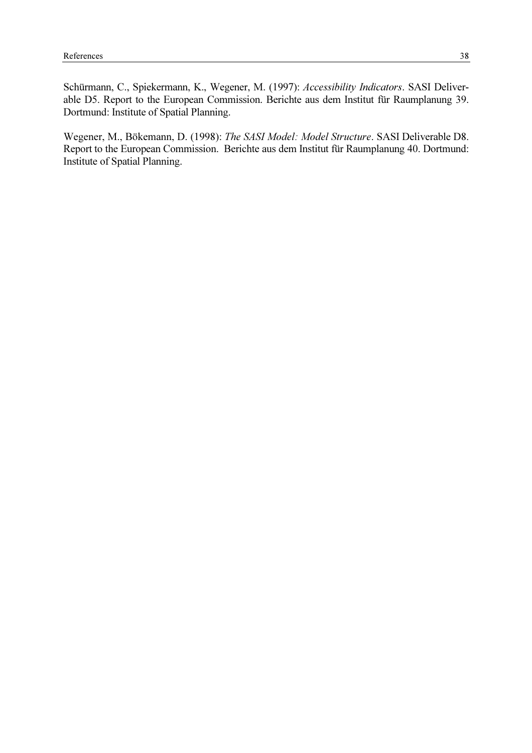Schürmann, C., Spiekermann, K., Wegener, M. (1997): *Accessibility Indicators*. SASI Deliverable D5. Report to the European Commission. Berichte aus dem Institut für Raumplanung 39. Dortmund: Institute of Spatial Planning.

Wegener, M., Bökemann, D. (1998): *The SASI Model: Model Structure*. SASI Deliverable D8. Report to the European Commission. Berichte aus dem Institut für Raumplanung 40. Dortmund: Institute of Spatial Planning.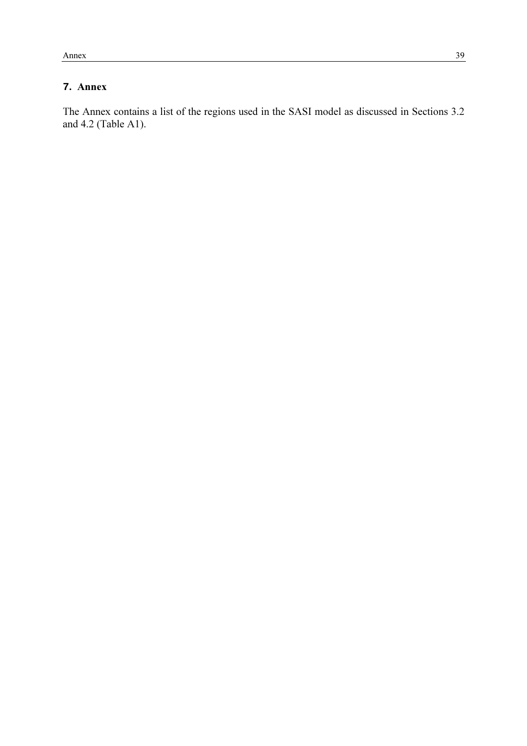# 7. Annex

The Annex contains a list of the regions used in the SASI model as discussed in Sections 3.2 and 4.2 (Table A1).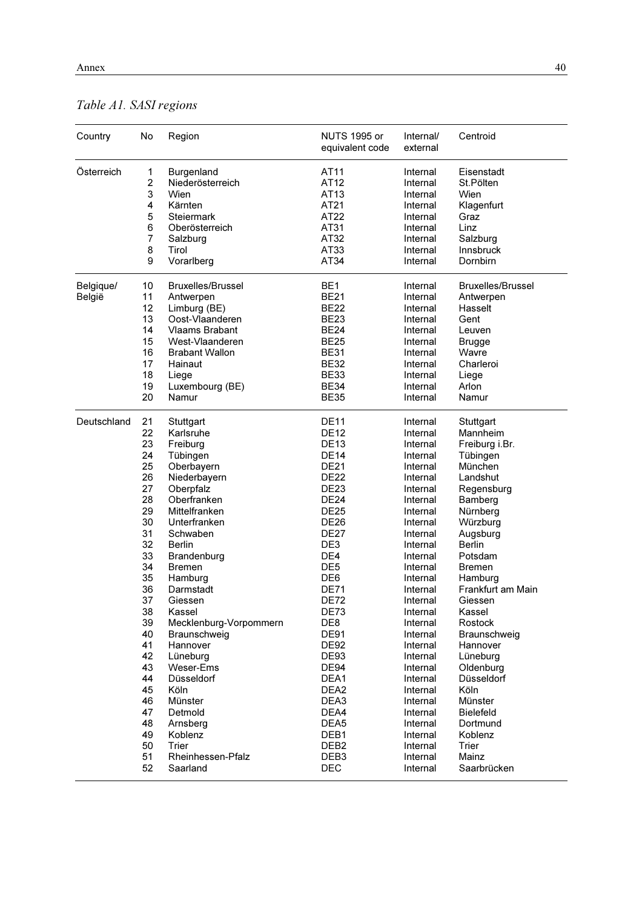*Table A1. SASI regions*

| Country | No | Region | NUTS 1995 or equivalent code | Internal/ external | Centroid |
|---|---|---|---|---|---|
| Österreich | 1 | Burgenland | AT11 | Internal | Eisenstadt |
| | 2 | Niederösterreich | AT12 | Internal | St.Pölten |
| | 3 | Wien | AT13 | Internal | Wien |
| | 4 | Kärnten | AT21 | Internal | Klagenfurt |
| | 5 | Steiermark | AT22 | Internal | Graz |
| | 6 | Oberösterreich | AT31 | Internal | Linz |
| | 7 | Salzburg | AT32 | Internal | Salzburg |
| | 8 | Tirol | AT33 | Internal | Innsbruck |
| | 9 | Vorarlberg | AT34 | Internal | Dornbirn |
| Belgique/ België | 10 | Bruxelles/Brussel | BE1 | Internal | Bruxelles/Brussel |
| | 11 | Antwerpen | BE21 | Internal | Antwerpen |
| | 12 | Limburg (BE) | BE22 | Internal | Hasselt |
| | 13 | Oost-Vlaanderen | BE23 | Internal | Gent |
| | 14 | Vlaams Brabant | BE24 | Internal | Leuven |
| | 15 | West-Vlaanderen | BE25 | Internal | Brugge |
| | 16 | Brabant Wallon | BE31 | Internal | Wavre |
| | 17 | Hainaut | BE32 | Internal | Charleroi |
| | 18 | Liege | BE33 | Internal | Liege |
| | 19 | Luxembourg (BE) | BE34 | Internal | Arlon |
| | 20 | Namur | BE35 | Internal | Namur |
| Deutschland | 21 | Stuttgart | DE11 | Internal | Stuttgart |
| | 22 | Karlsruhe | DE12 | Internal | Mannheim |
| | 23 | Freiburg | DE13 | Internal | Freiburg i.Br. |
| | 24 | Tübingen | DE14 | Internal | Tübingen |
| | 25 | Oberbayern | DE21 | Internal | München |
| | 26 | Niederbayern | DE22 | Internal | Landshut |
| | 27 | Oberpfalz | DE23 | Internal | Regensburg |
| | 28 | Oberfranken | DE24 | Internal | Bamberg |
| | 29 | Mittelfranken | DE25 | Internal | Nürnberg |
| | 30 | Unterfranken | DE26 | Internal | Würzburg |
| | 31 | Schwaben | DE27 | Internal | Augsburg |
| | 32 | Berlin | DE3 | Internal | Berlin |
| | 33 | Brandenburg | DE4 | Internal | Potsdam |
| | 34 | Bremen | DE5 | Internal | Bremen |
| | 35 | Hamburg | DE6 | Internal | Hamburg |
| | 36 | Darmstadt | DE71 | Internal | Frankfurt am Main |
| | 37 | Giessen | DE72 | Internal | Giessen |
| | 38 | Kassel | DE73 | Internal | Kassel |
| | 39 | Mecklenburg-Vorpommern | DE8 | Internal | Rostock |
| | 40 | Braunschweig | DE91 | Internal | Braunschweig |
| | 41 | Hannover | DE92 | Internal | Hannover |
| | 42 | Lüneburg | DE93 | Internal | Lüneburg |
| | 43 | Weser-Ems | DE94 | Internal | Oldenburg |
| | 44 | Düsseldorf | DEA1 | Internal | Düsseldorf |
| | 45 | Köln | DEA2 | Internal | Köln |
| | 46 | Münster | DEA3 | Internal | Münster |
| | 47 | Detmold | DEA4 | Internal | Bielefeld |
| | 48 | Arnsberg | DEA5 | Internal | Dortmund |
| | 49 | Koblenz | DEB1 | Internal | Koblenz |
| | 50 | Trier | DEB2 | Internal | Trier |
| | 51 | Rheinhessen-Pfalz | DEB3 | Internal | Mainz |
| | 52 | Saarland | DEC | Internal | Saarbrücken |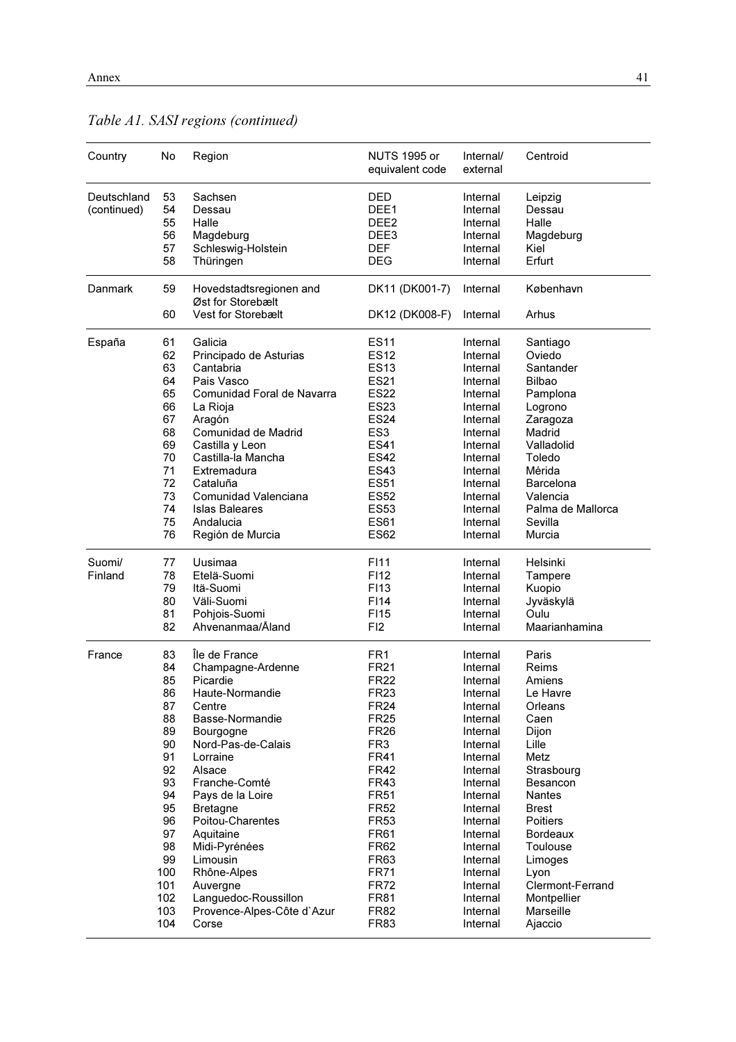*Table A1. SASI regions (continued)*

| Country | No | Region | NUTS 1995 or equivalent code | Internal/ external | Centroid |
|---|---|---|---|---|---|
| Deutschland (continued) | 53 | Sachsen | DED | Internal | Leipzig |
| | 54 | Dessau | DEE1 | Internal | Dessau |
| | 55 | Halle | DEE2 | Internal | Halle |
| | 56 | Magdeburg | DEE3 | Internal | Magdeburg |
| | 57 | Schleswig-Holstein | DEF | Internal | Kiel |
| | 58 | Thüringen | DEG | Internal | Erfurt |
| Danmark | 59 | Hovedstadtsregionen and Øst for Storebælt | DK11 (DK001-7) | Internal | København |
| | 60 | Vest for Storebælt | DK12 (DK008-F) | Internal | Arhus |
| España | 61 | Galicia | ES11 | Internal | Santiago |
| | 62 | Principado de Asturias | ES12 | Internal | Oviedo |
| | 63 | Cantabria | ES13 | Internal | Santander |
| | 64 | Pais Vasco | ES21 | Internal | Bilbao |
| | 65 | Comunidad Foral de Navarra | ES22 | Internal | Pamplona |
| | 66 | La Rioja | ES23 | Internal | Logrono |
| | 67 | Aragón | ES24 | Internal | Zaragoza |
| | 68 | Comunidad de Madrid | ES3 | Internal | Madrid |
| | 69 | Castilla y Leon | ES41 | Internal | Valladolid |
| | 70 | Castilla-la Mancha | ES42 | Internal | Toledo |
| | 71 | Extremadura | ES43 | Internal | Mérida |
| | 72 | Cataluña | ES51 | Internal | Barcelona |
| | 73 | Comunidad Valenciana | ES52 | Internal | Valencia |
| | 74 | Islas Baleares | ES53 | Internal | Palma de Mallorca |
| | 75 | Andalucia | ES61 | Internal | Sevilla |
| | 76 | Región de Murcia | ES62 | Internal | Murcia |
| Suomi/ Finland | 77 | Uusimaa | FI11 | Internal | Helsinki |
| | 78 | Etelä-Suomi | FI12 | Internal | Tampere |
| | 79 | Itä-Suomi | FI13 | Internal | Kuopio |
| | 80 | Väli-Suomi | FI14 | Internal | Jyväskylä |
| | 81 | Pohjois-Suomi | FI15 | Internal | Oulu |
| | 82 | Ahvenanmaa/Åland | FI2 | Internal | Maarianhamina |
| France | 83 | Île de France | FR1 | Internal | Paris |
| | 84 | Champagne-Ardenne | FR21 | Internal | Reims |
| | 85 | Picardie | FR22 | Internal | Amiens |
| | 86 | Haute-Normandie | FR23 | Internal | Le Havre |
| | 87 | Centre | FR24 | Internal | Orleans |
| | 88 | Basse-Normandie | FR25 | Internal | Caen |
| | 89 | Bourgogne | FR26 | Internal | Dijon |
| | 90 | Nord-Pas-de-Calais | FR3 | Internal | Lille |
| | 91 | Lorraine | FR41 | Internal | Metz |
| | 92 | Alsace | FR42 | Internal | Strasbourg |
| | 93 | Franche-Comté | FR43 | Internal | Besancon |
| | 94 | Pays de la Loire | FR51 | Internal | Nantes |
| | 95 | Bretagne | FR52 | Internal | Brest |
| | 96 | Poitou-Charentes | FR53 | Internal | Poitiers |
| | 97 | Aquitaine | FR61 | Internal | Bordeaux |
| | 98 | Midi-Pyrénées | FR62 | Internal | Toulouse |
| | 99 | Limousin | FR63 | Internal | Limoges |
| | 100 | Rhône-Alpes | FR71 | Internal | Lyon |
| | 101 | Auvergne | FR72 | Internal | Clermont-Ferrand |
| | 102 | Languedoc-Roussillon | FR81 | Internal | Montpellier |
| | 103 | Provence-Alpes-Côte d`Azur | FR82 | Internal | Marseille |
| | 104 | Corse | FR83 | Internal | Ajaccio |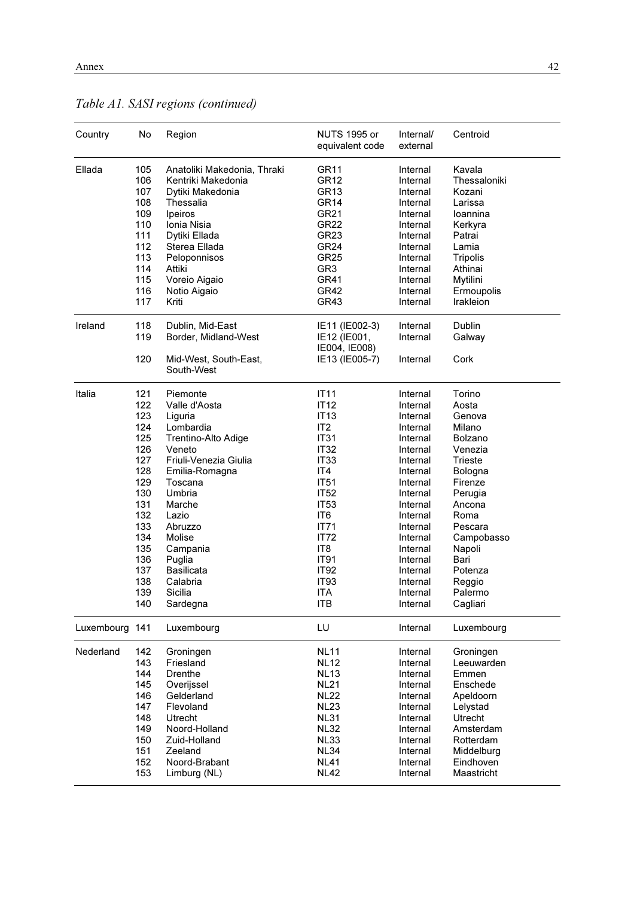*Table A1. SASI regions (continued)*

| Country | No | Region | NUTS 1995 or equivalent code | Internal/ external | Centroid |
|---|---|---|---|---|---|
| Ellada | 105 | Anatoliki Makedonia, Thraki | GR11 | Internal | Kavala |
| | 106 | Kentriki Makedonia | GR12 | Internal | Thessaloniki |
| | 107 | Dytiki Makedonia | GR13 | Internal | Kozani |
| | 108 | Thessalia | GR14 | Internal | Larissa |
| | 109 | Ipeiros | GR21 | Internal | Ioannina |
| | 110 | Ionia Nisia | GR22 | Internal | Kerkyra |
| | 111 | Dytiki Ellada | GR23 | Internal | Patrai |
| | 112 | Sterea Ellada | GR24 | Internal | Lamia |
| | 113 | Peloponnisos | GR25 | Internal | Tripolis |
| | 114 | Attiki | GR3 | Internal | Athinai |
| | 115 | Voreio Aigaio | GR41 | Internal | Mytilini |
| | 116 | Notio Aigaio | GR42 | Internal | Ermoupolis |
| | 117 | Kriti | GR43 | Internal | Irakleion |
| Ireland | 118 | Dublin, Mid-East | IE11 (IE002-3) | Internal | Dublin |
| | 119 | Border, Midland-West | IE12 (IE001, IE004, IE008) | Internal | Galway |
| | 120 | Mid-West, South-East, South-West | IE13 (IE005-7) | Internal | Cork |
| Italia | 121 | Piemonte | IT11 | Internal | Torino |
| | 122 | Valle d'Aosta | IT12 | Internal | Aosta |
| | 123 | Liguria | IT13 | Internal | Genova |
| | 124 | Lombardia | IT2 | Internal | Milano |
| | 125 | Trentino-Alto Adige | IT31 | Internal | Bolzano |
| | 126 | Veneto | IT32 | Internal | Venezia |
| | 127 | Friuli-Venezia Giulia | IT33 | Internal | Trieste |
| | 128 | Emilia-Romagna | IT4 | Internal | Bologna |
| | 129 | Toscana | IT51 | Internal | Firenze |
| | 130 | Umbria | IT52 | Internal | Perugia |
| | 131 | Marche | IT53 | Internal | Ancona |
| | 132 | Lazio | IT6 | Internal | Roma |
| | 133 | Abruzzo | IT71 | Internal | Pescara |
| | 134 | Molise | IT72 | Internal | Campobasso |
| | 135 | Campania | IT8 | Internal | Napoli |
| | 136 | Puglia | IT91 | Internal | Bari |
| | 137 | Basilicata | IT92 | Internal | Potenza |
| | 138 | Calabria | IT93 | Internal | Reggio |
| | 139 | Sicilia | ITA | Internal | Palermo |
| | 140 | Sardegna | ITB | Internal | Cagliari |
| Luxembourg | 141 | Luxembourg | LU | Internal | Luxembourg |
| Nederland | 142 | Groningen | NL11 | Internal | Groningen |
| | 143 | Friesland | NL12 | Internal | Leeuwarden |
| | 144 | Drenthe | NL13 | Internal | Emmen |
| | 145 | Overijssel | NL21 | Internal | Enschede |
| | 146 | Gelderland | NL22 | Internal | Apeldoorn |
| | 147 | Flevoland | NL23 | Internal | Lelystad |
| | 148 | Utrecht | NL31 | Internal | Utrecht |
| | 149 | Noord-Holland | NL32 | Internal | Amsterdam |
| | 150 | Zuid-Holland | NL33 | Internal | Rotterdam |
| | 151 | Zeeland | NL34 | Internal | Middelburg |
| | 152 | Noord-Brabant | NL41 | Internal | Eindhoven |
| | 153 | Limburg (NL) | NL42 | Internal | Maastricht |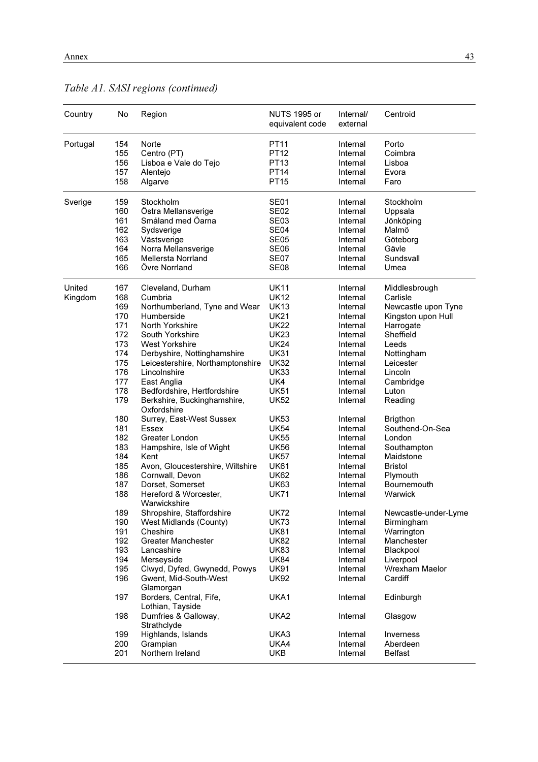*Table A1. SASI regions (continued)*

| Country | No | Region | NUTS 1995 or equivalent code | Internal/ external | Centroid |
|---|---|---|---|---|---|
| Portugal | 154 | Norte | PT11 | Internal | Porto |
| | 155 | Centro (PT) | PT12 | Internal | Coimbra |
| | 156 | Lisboa e Vale do Tejo | PT13 | Internal | Lisboa |
| | 157 | Alentejo | PT14 | Internal | Evora |
| | 158 | Algarve | PT15 | Internal | Faro |
| Sverige | 159 | Stockholm | SE01 | Internal | Stockholm |
| | 160 | Östra Mellansverige | SE02 | Internal | Uppsala |
| | 161 | Småland med Öarna | SE03 | Internal | Jönköping |
| | 162 | Sydsverige | SE04 | Internal | Malmö |
| | 163 | Västsverige | SE05 | Internal | Göteborg |
| | 164 | Norra Mellansverige | SE06 | Internal | Gävle |
| | 165 | Mellersta Norrland | SE07 | Internal | Sundsvall |
| | 166 | Övre Norrland | SE08 | Internal | Umea |
| United Kingdom | 167 | Cleveland, Durham | UK11 | Internal | Middlesbrough |
| | 168 | Cumbria | UK12 | Internal | Carlisle |
| | 169 | Northumberland, Tyne and Wear | UK13 | Internal | Newcastle upon Tyne |
| | 170 | Humberside | UK21 | Internal | Kingston upon Hull |
| | 171 | North Yorkshire | UK22 | Internal | Harrogate |
| | 172 | South Yorkshire | UK23 | Internal | Sheffield |
| | 173 | West Yorkshire | UK24 | Internal | Leeds |
| | 174 | Derbyshire, Nottinghamshire | UK31 | Internal | Nottingham |
| | 175 | Leicestershire, Northamptonshire | UK32 | Internal | Leicester |
| | 176 | Lincolnshire | UK33 | Internal | Lincoln |
| | 177 | East Anglia | UK4 | Internal | Cambridge |
| | 178 | Bedfordshire, Hertfordshire | UK51 | Internal | Luton |
| | 179 | Berkshire, Buckinghamshire, Oxfordshire | UK52 | Internal | Reading |
| | 180 | Surrey, East-West Sussex | UK53 | Internal | Brigthon |
| | 181 | Essex | UK54 | Internal | Southend-On-Sea |
| | 182 | Greater London | UK55 | Internal | London |
| | 183 | Hampshire, Isle of Wight | UK56 | Internal | Southampton |
| | 184 | Kent | UK57 | Internal | Maidstone |
| | 185 | Avon, Gloucestershire, Wiltshire | UK61 | Internal | Bristol |
| | 186 | Cornwall, Devon | UK62 | Internal | Plymouth |
| | 187 | Dorset, Somerset | UK63 | Internal | Bournemouth |
| | 188 | Hereford & Worcester, Warwickshire | UK71 | Internal | Warwick |
| | 189 | Shropshire, Staffordshire | UK72 | Internal | Newcastle-under-Lyme |
| | 190 | West Midlands (County) | UK73 | Internal | Birmingham |
| | 191 | Cheshire | UK81 | Internal | Warrington |
| | 192 | Greater Manchester | UK82 | Internal | Manchester |
| | 193 | Lancashire | UK83 | Internal | Blackpool |
| | 194 | Merseyside | UK84 | Internal | Liverpool |
| | 195 | Clwyd, Dyfed, Gwynedd, Powys | UK91 | Internal | Wrexham Maelor |
| | 196 | Gwent, Mid-South-West Glamorgan | UK92 | Internal | Cardiff |
| | 197 | Borders, Central, Fife, Lothian, Tayside | UKA1 | Internal | Edinburgh |
| | 198 | Dumfries & Galloway, Strathclyde | UKA2 | Internal | Glasgow |
| | 199 | Highlands, Islands | UKA3 | Internal | Inverness |
| | 200 | Grampian | UKA4 | Internal | Aberdeen |
| | 201 | Northern Ireland | UKB | Internal | Belfast |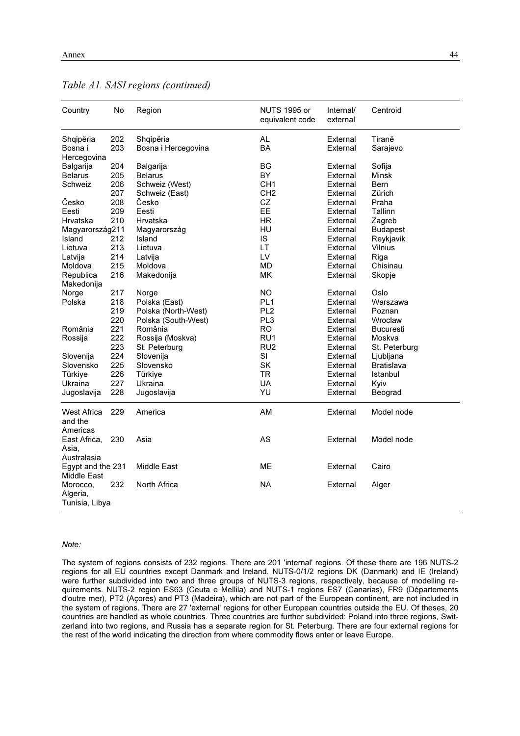*Table A1. SASI regions (continued)*

| Country | No | Region | NUTS 1995 or equivalent code | Internal/ external | Centroid |
|---|---|---|---|---|---|
| Shqipëria | 202 | Shqipëria | AL | External | Tiranë |
| Bosna i Hercegovina | 203 | Bosna i Hercegovina | BA | External | Sarajevo |
| Balgarija | 204 | Balgarija | BG | External | Sofija |
| Belarus | 205 | Belarus | BY | External | Minsk |
| Schweiz | 206 | Schweiz (West) | CH1 | External | Bern |
| | 207 | Schweiz (East) | CH2 | External | Zürich |
| Česko | 208 | Česko | CZ | External | Praha |
| Eesti | 209 | Eesti | EE | External | Tallinn |
| Hrvatska | 210 | Hrvatska | HR | External | Zagreb |
| Magyarország | 211 | Magyarország | HU | External | Budapest |
| Island | 212 | Island | IS | External | Reykjavik |
| Lietuva | 213 | Lietuva | LT | External | Vilnius |
| Latvija | 214 | Latvija | LV | External | Riga |
| Moldova | 215 | Moldova | MD | External | Chisinau |
| Republica Makedonija | 216 | Makedonija | MK | External | Skopje |
| Norge | 217 | Norge | NO | External | Oslo |
| Polska | 218 | Polska (East) | PL1 | External | Warszawa |
| | 219 | Polska (North-West) | PL2 | External | Poznan |
| | 220 | Polska (South-West) | PL3 | External | Wroclaw |
| România | 221 | România | RO | External | Bucuresti |
| Rossija | 222 | Rossija (Moskva) | RU1 | External | Moskva |
| | 223 | St. Peterburg | RU2 | External | St. Peterburg |
| Slovenija | 224 | Slovenija | SI | External | Ljubljana |
| Slovensko | 225 | Slovensko | SK | External | Bratislava |
| Türkiye | 226 | Türkiye | TR | External | Istanbul |
| Ukraina | 227 | Ukraina | UA | External | Kyiv |
| Jugoslavija | 228 | Jugoslavija | YU | External | Beograd |
| West Africa and the Americas | 229 | America | AM | External | Model node |
| East Africa, Asia, Australasia | 230 | Asia | AS | External | Model node |
| Egypt and the Middle East | 231 | Middle East | ME | External | Cairo |
| Morocco, Algeria, Tunisia, Libya | 232 | North Africa | NA | External | Alger |

*Note:*

The system of regions consists of 232 regions. There are 201 'internal' regions. Of these there are 196 NUTS-2 regions for all EU countries except Danmark and Ireland. NUTS-0/1/2 regions DK (Danmark) and IE (Ireland) were further subdivided into two and three groups of NUTS-3 regions, respectively, because of modelling requirements. NUTS-2 region ES63 (Ceuta e Mellila) and NUTS-1 regions ES7 (Canarias), FR9 (Départements d'outre mer), PT2 (Açores) and PT3 (Madeira), which are not part of the European continent, are not included in the system of regions. There are 27 'external' regions for other European countries outside the EU. Of theses, 20 countries are handled as whole countries. Three countries are further subdivided: Poland into three regions, Switzerland into two regions, and Russia has a separate region for St. Peterburg. There are four external regions for the rest of the world indicating the direction from where commodity flows enter or leave Europe.